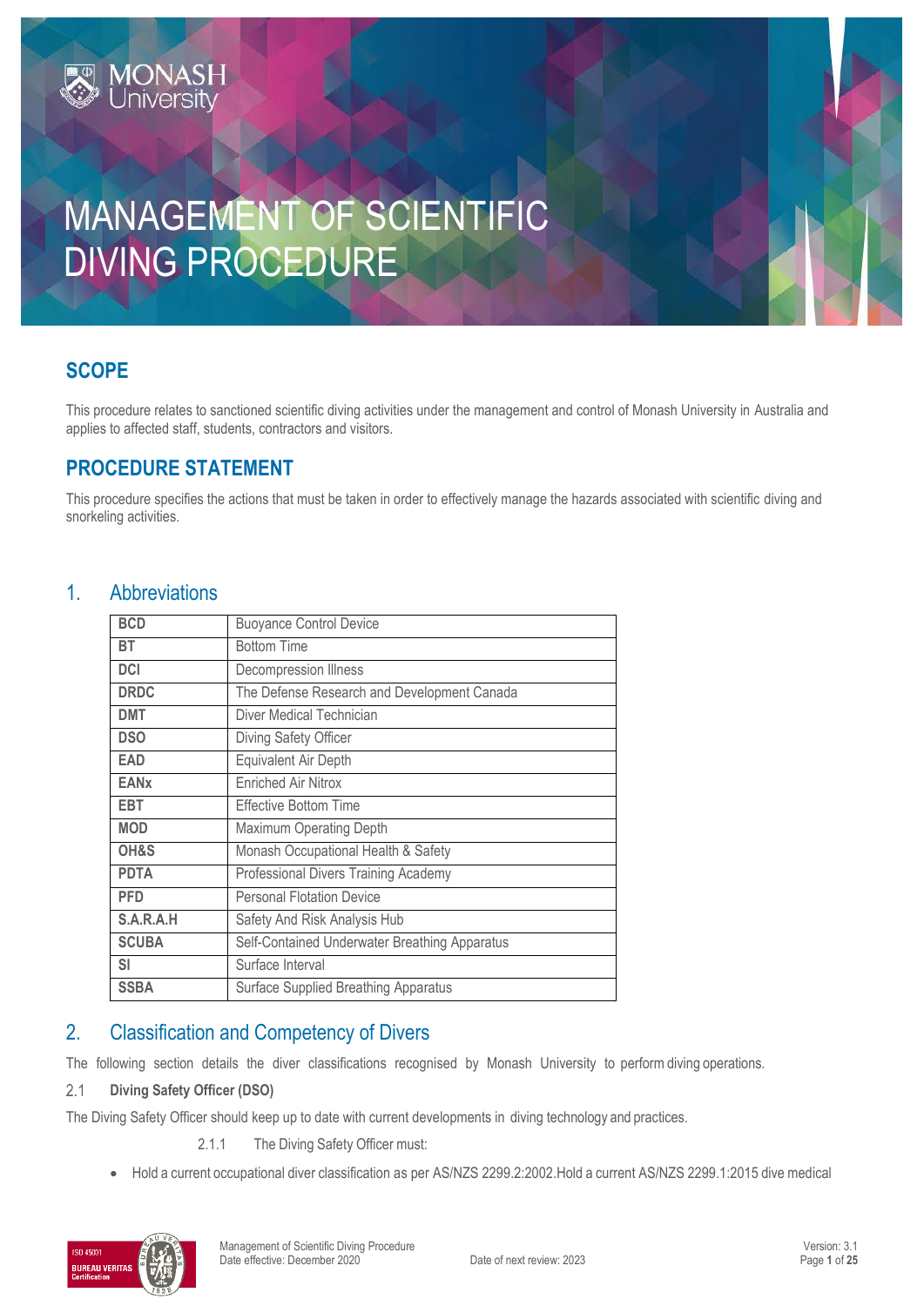# MANAGEMENT OF SCIENTIFIC DIVING PROCEDURE

## SCOPE

This procedure relates to sanctioned scientific diving activities under the management and control of Monash University in Australia and applies to affected staff, students, contractors and visitors.

## PROCEDURE STATEMENT

This procedure specifies the actions that must be taken in order to effectively manage the hazards associated with scientific diving and snorkeling activities.

## 1. Abbreviations

| | |
|---|---|
| **BCD** | Buoyance Control Device |
| **BT** | Bottom Time |
| **DCI** | Decompression Illness |
| **DRDC** | The Defense Research and Development Canada |
| **DMT** | Diver Medical Technician |
| **DSO** | Diving Safety Officer |
| **EAD** | Equivalent Air Depth |
| **EANx** | Enriched Air Nitrox |
| **EBT** | Effective Bottom Time |
| **MOD** | Maximum Operating Depth |
| **OH&S** | Monash Occupational Health & Safety |
| **PDTA** | Professional Divers Training Academy |
| **PFD** | Personal Flotation Device |
| **S.A.R.A.H** | Safety And Risk Analysis Hub |
| **SCUBA** | Self-Contained Underwater Breathing Apparatus |
| **SI** | Surface Interval |
| **SSBA** | Surface Supplied Breathing Apparatus |

## 2. Classification and Competency of Divers

The following section details the diver classifications recognised by Monash University to perform diving operations.

### 2.1 Diving Safety Officer (DSO)

The Diving Safety Officer should keep up to date with current developments in diving technology and practices.

2.1.1 The Diving Safety Officer must:

- Hold a current occupational diver classification as per AS/NZS 2299.2:2002.Hold a current AS/NZS 2299.1:2015 dive medical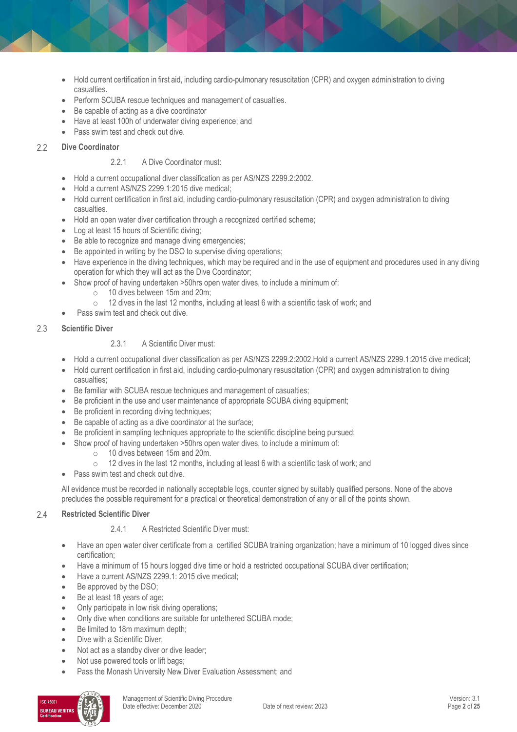- Hold current certification in first aid, including cardio-pulmonary resuscitation (CPR) and oxygen administration to diving casualties.
- Perform SCUBA rescue techniques and management of casualties.
- Be capable of acting as a dive coordinator
- Have at least 100h of underwater diving experience; and
- Pass swim test and check out dive.

## 2.2 Dive Coordinator

2.2.1 A Dive Coordinator must:

- Hold a current occupational diver classification as per AS/NZS 2299.2:2002.
- Hold a current AS/NZS 2299.1:2015 dive medical;
- Hold current certification in first aid, including cardio-pulmonary resuscitation (CPR) and oxygen administration to diving casualties.
- Hold an open water diver certification through a recognized certified scheme;
- Log at least 15 hours of Scientific diving;
- Be able to recognize and manage diving emergencies;
- Be appointed in writing by the DSO to supervise diving operations;
- Have experience in the diving techniques, which may be required and in the use of equipment and procedures used in any diving operation for which they will act as the Dive Coordinator;
- Show proof of having undertaken >50hrs open water dives, to include a minimum of:
  - 10 dives between 15m and 20m;
  - 12 dives in the last 12 months, including at least 6 with a scientific task of work; and
- Pass swim test and check out dive.

## 2.3 Scientific Diver

2.3.1 A Scientific Diver must:

- Hold a current occupational diver classification as per AS/NZS 2299.2:2002.Hold a current AS/NZS 2299.1:2015 dive medical;
- Hold current certification in first aid, including cardio-pulmonary resuscitation (CPR) and oxygen administration to diving casualties;
- Be familiar with SCUBA rescue techniques and management of casualties;
- Be proficient in the use and user maintenance of appropriate SCUBA diving equipment;
- Be proficient in recording diving techniques;
- Be capable of acting as a dive coordinator at the surface;
- Be proficient in sampling techniques appropriate to the scientific discipline being pursued;
- Show proof of having undertaken >50hrs open water dives, to include a minimum of:
  - 10 dives between 15m and 20m.
  - 12 dives in the last 12 months, including at least 6 with a scientific task of work; and
- Pass swim test and check out dive.

All evidence must be recorded in nationally acceptable logs, counter signed by suitably qualified persons. None of the above precludes the possible requirement for a practical or theoretical demonstration of any or all of the points shown.

## 2.4 Restricted Scientific Diver

2.4.1 A Restricted Scientific Diver must:

- Have an open water diver certificate from a certified SCUBA training organization; have a minimum of 10 logged dives since certification;
- Have a minimum of 15 hours logged dive time or hold a restricted occupational SCUBA diver certification;
- Have a current AS/NZS 2299.1: 2015 dive medical;
- Be approved by the DSO;
- Be at least 18 years of age;
- Only participate in low risk diving operations;
- Only dive when conditions are suitable for untethered SCUBA mode;
- Be limited to 18m maximum depth;
- Dive with a Scientific Diver;
- Not act as a standby diver or dive leader;
- Not use powered tools or lift bags;
- Pass the Monash University New Diver Evaluation Assessment; and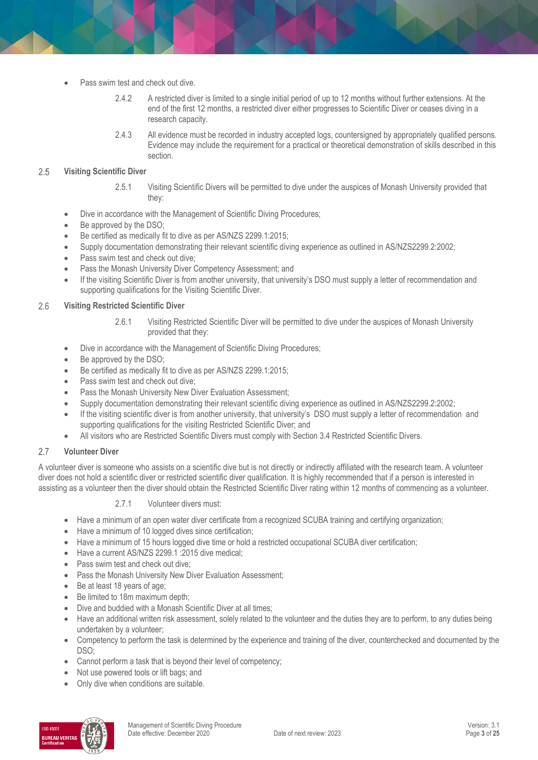- Pass swim test and check out dive.

2.4.2 A restricted diver is limited to a single initial period of up to 12 months without further extensions. At the end of the first 12 months, a restricted diver either progresses to Scientific Diver or ceases diving in a research capacity.

2.4.3 All evidence must be recorded in industry accepted logs, countersigned by appropriately qualified persons. Evidence may include the requirement for a practical or theoretical demonstration of skills described in this section.

## 2.5 Visiting Scientific Diver

2.5.1 Visiting Scientific Divers will be permitted to dive under the auspices of Monash University provided that they:

- Dive in accordance with the Management of Scientific Diving Procedures;
- Be approved by the DSO;
- Be certified as medically fit to dive as per AS/NZS 2299.1:2015;
- Supply documentation demonstrating their relevant scientific diving experience as outlined in AS/NZS2299.2:2002;
- Pass swim test and check out dive;
- Pass the Monash University Diver Competency Assessment; and
- If the visiting Scientific Diver is from another university, that university's DSO must supply a letter of recommendation and supporting qualifications for the Visiting Scientific Diver.

## 2.6 Visiting Restricted Scientific Diver

2.6.1 Visiting Restricted Scientific Diver will be permitted to dive under the auspices of Monash University provided that they:

- Dive in accordance with the Management of Scientific Diving Procedures;
- Be approved by the DSO;
- Be certified as medically fit to dive as per AS/NZS 2299.1:2015;
- Pass swim test and check out dive;
- Pass the Monash University New Diver Evaluation Assessment;
- Supply documentation demonstrating their relevant scientific diving experience as outlined in AS/NZS2299.2:2002;
- If the visiting scientific diver is from another university, that university's DSO must supply a letter of recommendation and supporting qualifications for the visiting Restricted Scientific Diver; and
- All visitors who are Restricted Scientific Divers must comply with Section 3.4 Restricted Scientific Divers.

## 2.7 Volunteer Diver

A volunteer diver is someone who assists on a scientific dive but is not directly or indirectly affiliated with the research team. A volunteer diver does not hold a scientific diver or restricted scientific diver qualification. It is highly recommended that if a person is interested in assisting as a volunteer then the diver should obtain the Restricted Scientific Diver rating within 12 months of commencing as a volunteer.

2.7.1 Volunteer divers must:

- Have a minimum of an open water diver certificate from a recognized SCUBA training and certifying organization;
- Have a minimum of 10 logged dives since certification;
- Have a minimum of 15 hours logged dive time or hold a restricted occupational SCUBA diver certification;
- Have a current AS/NZS 2299.1 :2015 dive medical;
- Pass swim test and check out dive;
- Pass the Monash University New Diver Evaluation Assessment;
- Be at least 18 years of age;
- Be limited to 18m maximum depth;
- Dive and buddied with a Monash Scientific Diver at all times;
- Have an additional written risk assessment, solely related to the volunteer and the duties they are to perform, to any duties being undertaken by a volunteer;
- Competency to perform the task is determined by the experience and training of the diver, counterchecked and documented by the DSO;
- Cannot perform a task that is beyond their level of competency;
- Not use powered tools or lift bags; and
- Only dive when conditions are suitable.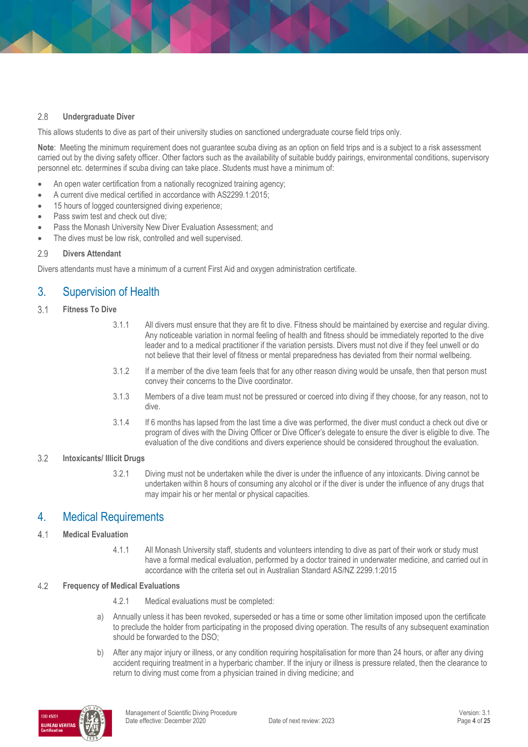### 2.8 Undergraduate Diver

This allows students to dive as part of their university studies on sanctioned undergraduate course field trips only.

**Note**: Meeting the minimum requirement does not guarantee scuba diving as an option on field trips and is a subject to a risk assessment carried out by the diving safety officer. Other factors such as the availability of suitable buddy pairings, environmental conditions, supervisory personnel etc. determines if scuba diving can take place. Students must have a minimum of:

- An open water certification from a nationally recognized training agency;
- A current dive medical certified in accordance with AS2299.1:2015;
- 15 hours of logged countersigned diving experience;
- Pass swim test and check out dive;
- Pass the Monash University New Diver Evaluation Assessment; and
- The dives must be low risk, controlled and well supervised.

### 2.9 Divers Attendant

Divers attendants must have a minimum of a current First Aid and oxygen administration certificate.

## 3. Supervision of Health

### 3.1 Fitness To Dive

3.1.1 All divers must ensure that they are fit to dive. Fitness should be maintained by exercise and regular diving. Any noticeable variation in normal feeling of health and fitness should be immediately reported to the dive leader and to a medical practitioner if the variation persists. Divers must not dive if they feel unwell or do not believe that their level of fitness or mental preparedness has deviated from their normal wellbeing.

3.1.2 If a member of the dive team feels that for any other reason diving would be unsafe, then that person must convey their concerns to the Dive coordinator.

3.1.3 Members of a dive team must not be pressured or coerced into diving if they choose, for any reason, not to dive.

3.1.4 If 6 months has lapsed from the last time a dive was performed, the diver must conduct a check out dive or program of dives with the Diving Officer or Dive Officer's delegate to ensure the diver is eligible to dive. The evaluation of the dive conditions and divers experience should be considered throughout the evaluation.

### 3.2 Intoxicants/ Illicit Drugs

3.2.1 Diving must not be undertaken while the diver is under the influence of any intoxicants. Diving cannot be undertaken within 8 hours of consuming any alcohol or if the diver is under the influence of any drugs that may impair his or her mental or physical capacities.

## 4. Medical Requirements

### 4.1 Medical Evaluation

4.1.1 All Monash University staff, students and volunteers intending to dive as part of their work or study must have a formal medical evaluation, performed by a doctor trained in underwater medicine, and carried out in accordance with the criteria set out in Australian Standard AS/NZ 2299.1:2015

### 4.2 Frequency of Medical Evaluations

4.2.1 Medical evaluations must be completed:

a) Annually unless it has been revoked, superseded or has a time or some other limitation imposed upon the certificate to preclude the holder from participating in the proposed diving operation. The results of any subsequent examination should be forwarded to the DSO;

b) After any major injury or illness, or any condition requiring hospitalisation for more than 24 hours, or after any diving accident requiring treatment in a hyperbaric chamber. If the injury or illness is pressure related, then the clearance to return to diving must come from a physician trained in diving medicine; and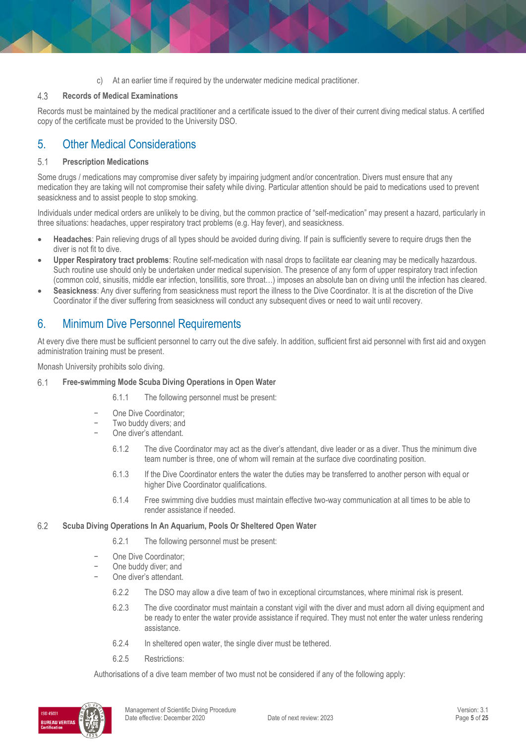c) At an earlier time if required by the underwater medicine medical practitioner.

### 4.3 Records of Medical Examinations

Records must be maintained by the medical practitioner and a certificate issued to the diver of their current diving medical status. A certified copy of the certificate must be provided to the University DSO.

## 5. Other Medical Considerations

### 5.1 Prescription Medications

Some drugs / medications may compromise diver safety by impairing judgment and/or concentration. Divers must ensure that any medication they are taking will not compromise their safety while diving. Particular attention should be paid to medications used to prevent seasickness and to assist people to stop smoking.

Individuals under medical orders are unlikely to be diving, but the common practice of "self-medication" may present a hazard, particularly in three situations: headaches, upper respiratory tract problems (e.g. Hay fever), and seasickness.

- **Headaches**: Pain relieving drugs of all types should be avoided during diving. If pain is sufficiently severe to require drugs then the diver is not fit to dive.
- **Upper Respiratory tract problems**: Routine self-medication with nasal drops to facilitate ear cleaning may be medically hazardous. Such routine use should only be undertaken under medical supervision. The presence of any form of upper respiratory tract infection (common cold, sinusitis, middle ear infection, tonsillitis, sore throat…) imposes an absolute ban on diving until the infection has cleared.
- **Seasickness**: Any diver suffering from seasickness must report the illness to the Dive Coordinator. It is at the discretion of the Dive Coordinator if the diver suffering from seasickness will conduct any subsequent dives or need to wait until recovery.

## 6. Minimum Dive Personnel Requirements

At every dive there must be sufficient personnel to carry out the dive safely. In addition, sufficient first aid personnel with first aid and oxygen administration training must be present.

Monash University prohibits solo diving.

### 6.1 Free-swimming Mode Scuba Diving Operations in Open Water

6.1.1 The following personnel must be present:

- One Dive Coordinator;
- Two buddy divers; and
- One diver's attendant.

6.1.2 The dive Coordinator may act as the diver's attendant, dive leader or as a diver. Thus the minimum dive team number is three, one of whom will remain at the surface dive coordinating position.

6.1.3 If the Dive Coordinator enters the water the duties may be transferred to another person with equal or higher Dive Coordinator qualifications.

6.1.4 Free swimming dive buddies must maintain effective two-way communication at all times to be able to render assistance if needed.

### 6.2 Scuba Diving Operations In An Aquarium, Pools Or Sheltered Open Water

6.2.1 The following personnel must be present:

- One Dive Coordinator;
- One buddy diver; and
- One diver's attendant.

6.2.2 The DSO may allow a dive team of two in exceptional circumstances, where minimal risk is present.

6.2.3 The dive coordinator must maintain a constant vigil with the diver and must adorn all diving equipment and be ready to enter the water provide assistance if required. They must not enter the water unless rendering assistance.

6.2.4 In sheltered open water, the single diver must be tethered.

6.2.5 Restrictions:

Authorisations of a dive team member of two must not be considered if any of the following apply: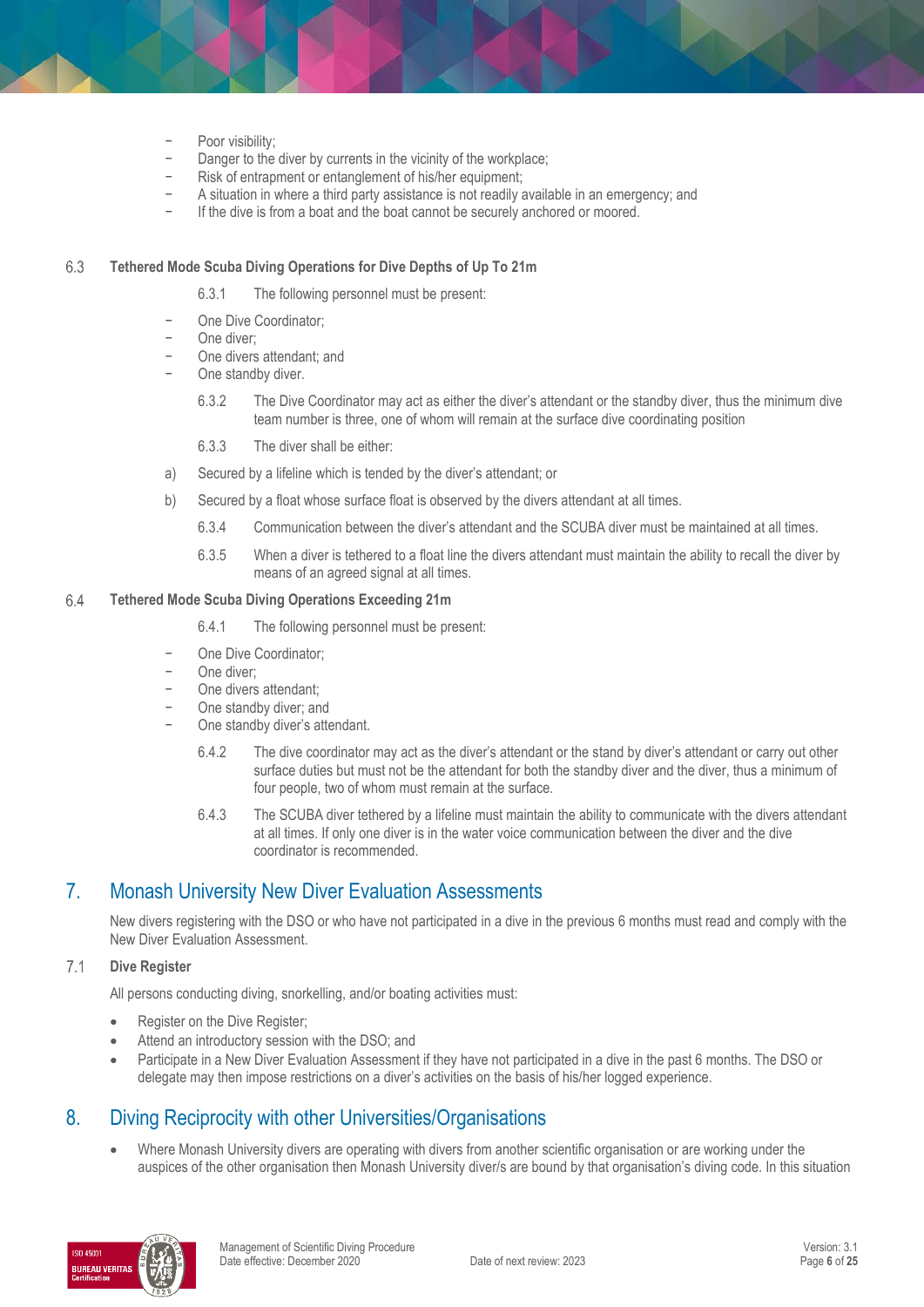- Poor visibility;
- Danger to the diver by currents in the vicinity of the workplace;
- Risk of entrapment or entanglement of his/her equipment;
- A situation in where a third party assistance is not readily available in an emergency; and
- If the dive is from a boat and the boat cannot be securely anchored or moored.

### 6.3 Tethered Mode Scuba Diving Operations for Dive Depths of Up To 21m

6.3.1 The following personnel must be present:

- One Dive Coordinator;
- One diver;
- One divers attendant; and
- One standby diver.

6.3.2 The Dive Coordinator may act as either the diver's attendant or the standby diver, thus the minimum dive team number is three, one of whom will remain at the surface dive coordinating position

6.3.3 The diver shall be either:

a) Secured by a lifeline which is tended by the diver's attendant; or

b) Secured by a float whose surface float is observed by the divers attendant at all times.

6.3.4 Communication between the diver's attendant and the SCUBA diver must be maintained at all times.

6.3.5 When a diver is tethered to a float line the divers attendant must maintain the ability to recall the diver by means of an agreed signal at all times.

### 6.4 Tethered Mode Scuba Diving Operations Exceeding 21m

6.4.1 The following personnel must be present:

- One Dive Coordinator;
- One diver;
- One divers attendant;
- One standby diver; and
- One standby diver's attendant.

6.4.2 The dive coordinator may act as the diver's attendant or the stand by diver's attendant or carry out other surface duties but must not be the attendant for both the standby diver and the diver, thus a minimum of four people, two of whom must remain at the surface.

6.4.3 The SCUBA diver tethered by a lifeline must maintain the ability to communicate with the divers attendant at all times. If only one diver is in the water voice communication between the diver and the dive coordinator is recommended.

## 7. Monash University New Diver Evaluation Assessments

New divers registering with the DSO or who have not participated in a dive in the previous 6 months must read and comply with the New Diver Evaluation Assessment.

### 7.1 Dive Register

All persons conducting diving, snorkelling, and/or boating activities must:

- Register on the Dive Register;
- Attend an introductory session with the DSO; and
- Participate in a New Diver Evaluation Assessment if they have not participated in a dive in the past 6 months. The DSO or delegate may then impose restrictions on a diver's activities on the basis of his/her logged experience.

## 8. Diving Reciprocity with other Universities/Organisations

- Where Monash University divers are operating with divers from another scientific organisation or are working under the auspices of the other organisation then Monash University diver/s are bound by that organisation's diving code. In this situation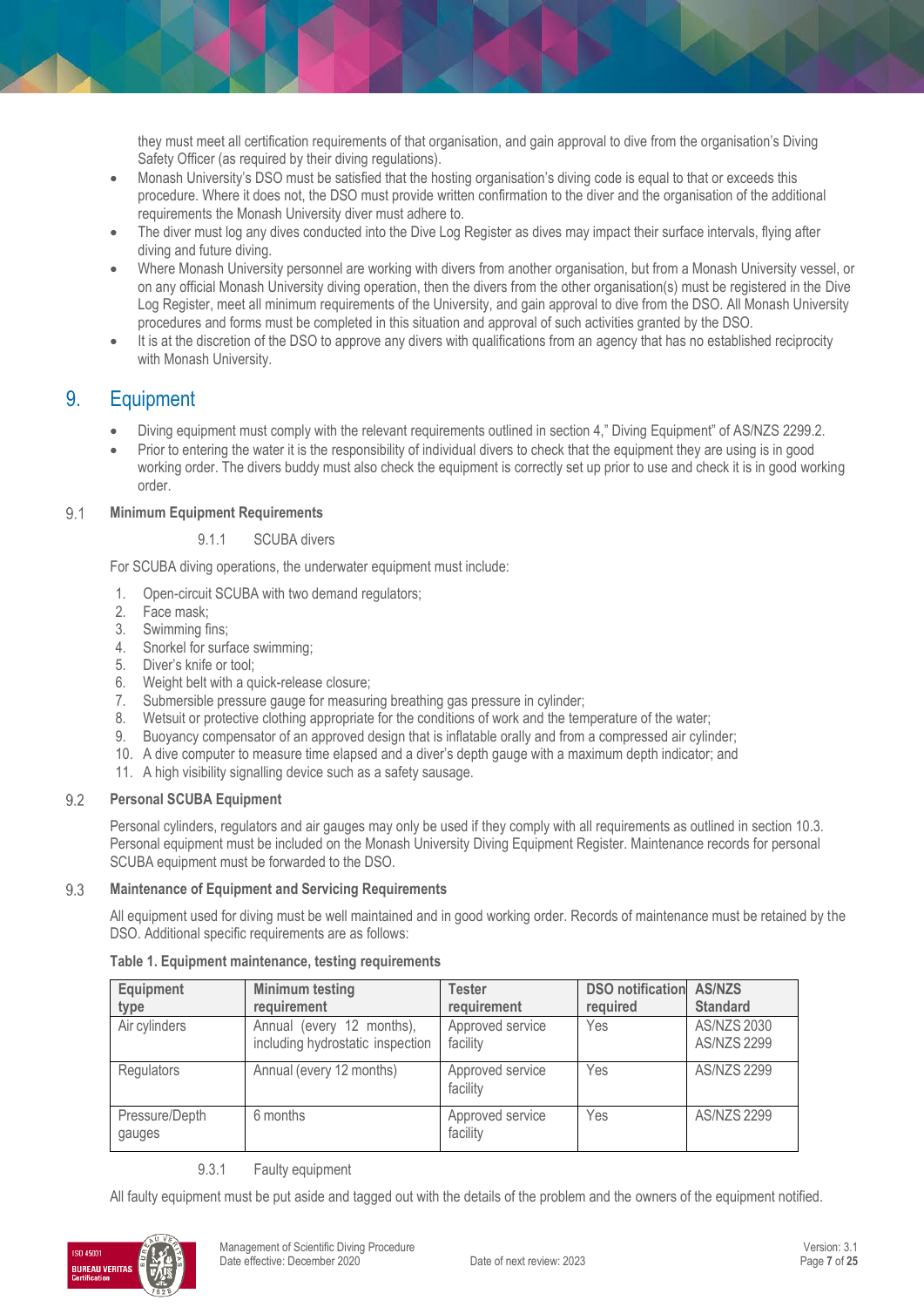they must meet all certification requirements of that organisation, and gain approval to dive from the organisation's Diving Safety Officer (as required by their diving regulations).

- Monash University's DSO must be satisfied that the hosting organisation's diving code is equal to that or exceeds this procedure. Where it does not, the DSO must provide written confirmation to the diver and the organisation of the additional requirements the Monash University diver must adhere to.
- The diver must log any dives conducted into the Dive Log Register as dives may impact their surface intervals, flying after diving and future diving.
- Where Monash University personnel are working with divers from another organisation, but from a Monash University vessel, or on any official Monash University diving operation, then the divers from the other organisation(s) must be registered in the Dive Log Register, meet all minimum requirements of the University, and gain approval to dive from the DSO. All Monash University procedures and forms must be completed in this situation and approval of such activities granted by the DSO.
- It is at the discretion of the DSO to approve any divers with qualifications from an agency that has no established reciprocity with Monash University.

# 9. Equipment

- Diving equipment must comply with the relevant requirements outlined in section 4," Diving Equipment" of AS/NZS 2299.2.
- Prior to entering the water it is the responsibility of individual divers to check that the equipment they are using is in good working order. The divers buddy must also check the equipment is correctly set up prior to use and check it is in good working order.

## 9.1 Minimum Equipment Requirements

### 9.1.1 SCUBA divers

For SCUBA diving operations, the underwater equipment must include:

1. Open-circuit SCUBA with two demand regulators;
2. Face mask;
3. Swimming fins;
4. Snorkel for surface swimming;
5. Diver's knife or tool;
6. Weight belt with a quick-release closure;
7. Submersible pressure gauge for measuring breathing gas pressure in cylinder;
8. Wetsuit or protective clothing appropriate for the conditions of work and the temperature of the water;
9. Buoyancy compensator of an approved design that is inflatable orally and from a compressed air cylinder;
10. A dive computer to measure time elapsed and a diver's depth gauge with a maximum depth indicator; and
11. A high visibility signalling device such as a safety sausage.

## 9.2 Personal SCUBA Equipment

Personal cylinders, regulators and air gauges may only be used if they comply with all requirements as outlined in section 10.3. Personal equipment must be included on the Monash University Diving Equipment Register. Maintenance records for personal SCUBA equipment must be forwarded to the DSO.

## 9.3 Maintenance of Equipment and Servicing Requirements

All equipment used for diving must be well maintained and in good working order. Records of maintenance must be retained by the DSO. Additional specific requirements are as follows:

**Table 1. Equipment maintenance, testing requirements**

| Equipment type | Minimum testing requirement | Tester requirement | DSO notification required | AS/NZS Standard |
|---|---|---|---|---|
| Air cylinders | Annual (every 12 months), including hydrostatic inspection | Approved service facility | Yes | AS/NZS 2030<br>AS/NZS 2299 |
| Regulators | Annual (every 12 months) | Approved service facility | Yes | AS/NZS 2299 |
| Pressure/Depth gauges | 6 months | Approved service facility | Yes | AS/NZS 2299 |

### 9.3.1 Faulty equipment

All faulty equipment must be put aside and tagged out with the details of the problem and the owners of the equipment notified.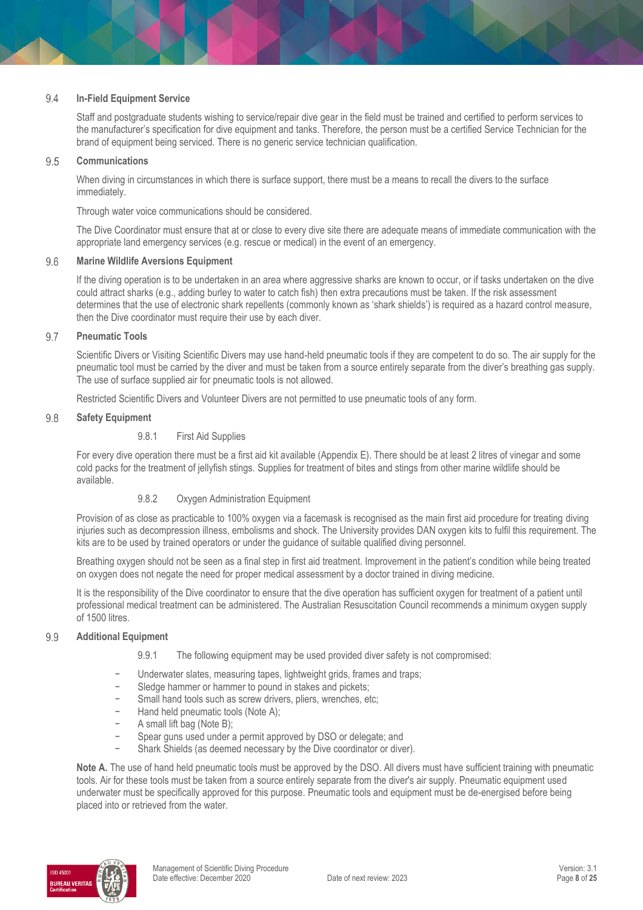## 9.4 In-Field Equipment Service

Staff and postgraduate students wishing to service/repair dive gear in the field must be trained and certified to perform services to the manufacturer's specification for dive equipment and tanks. Therefore, the person must be a certified Service Technician for the brand of equipment being serviced. There is no generic service technician qualification.

## 9.5 Communications

When diving in circumstances in which there is surface support, there must be a means to recall the divers to the surface immediately.

Through water voice communications should be considered.

The Dive Coordinator must ensure that at or close to every dive site there are adequate means of immediate communication with the appropriate land emergency services (e.g. rescue or medical) in the event of an emergency.

## 9.6 Marine Wildlife Aversions Equipment

If the diving operation is to be undertaken in an area where aggressive sharks are known to occur, or if tasks undertaken on the dive could attract sharks (e.g., adding burley to water to catch fish) then extra precautions must be taken. If the risk assessment determines that the use of electronic shark repellents (commonly known as 'shark shields') is required as a hazard control measure, then the Dive coordinator must require their use by each diver.

## 9.7 Pneumatic Tools

Scientific Divers or Visiting Scientific Divers may use hand-held pneumatic tools if they are competent to do so. The air supply for the pneumatic tool must be carried by the diver and must be taken from a source entirely separate from the diver's breathing gas supply. The use of surface supplied air for pneumatic tools is not allowed.

Restricted Scientific Divers and Volunteer Divers are not permitted to use pneumatic tools of any form.

## 9.8 Safety Equipment

### 9.8.1 First Aid Supplies

For every dive operation there must be a first aid kit available (Appendix E). There should be at least 2 litres of vinegar and some cold packs for the treatment of jellyfish stings. Supplies for treatment of bites and stings from other marine wildlife should be available.

### 9.8.2 Oxygen Administration Equipment

Provision of as close as practicable to 100% oxygen via a facemask is recognised as the main first aid procedure for treating diving injuries such as decompression illness, embolisms and shock. The University provides DAN oxygen kits to fulfil this requirement. The kits are to be used by trained operators or under the guidance of suitable qualified diving personnel.

Breathing oxygen should not be seen as a final step in first aid treatment. Improvement in the patient's condition while being treated on oxygen does not negate the need for proper medical assessment by a doctor trained in diving medicine.

It is the responsibility of the Dive coordinator to ensure that the dive operation has sufficient oxygen for treatment of a patient until professional medical treatment can be administered. The Australian Resuscitation Council recommends a minimum oxygen supply of 1500 litres.

## 9.9 Additional Equipment

9.9.1 The following equipment may be used provided diver safety is not compromised:

- Underwater slates, measuring tapes, lightweight grids, frames and traps;
- Sledge hammer or hammer to pound in stakes and pickets;
- Small hand tools such as screw drivers, pliers, wrenches, etc;
- Hand held pneumatic tools (Note A);
- A small lift bag (Note B);
- Spear guns used under a permit approved by DSO or delegate; and
- Shark Shields (as deemed necessary by the Dive coordinator or diver).

**Note A.** The use of hand held pneumatic tools must be approved by the DSO. All divers must have sufficient training with pneumatic tools. Air for these tools must be taken from a source entirely separate from the diver's air supply. Pneumatic equipment used underwater must be specifically approved for this purpose. Pneumatic tools and equipment must be de-energised before being placed into or retrieved from the water.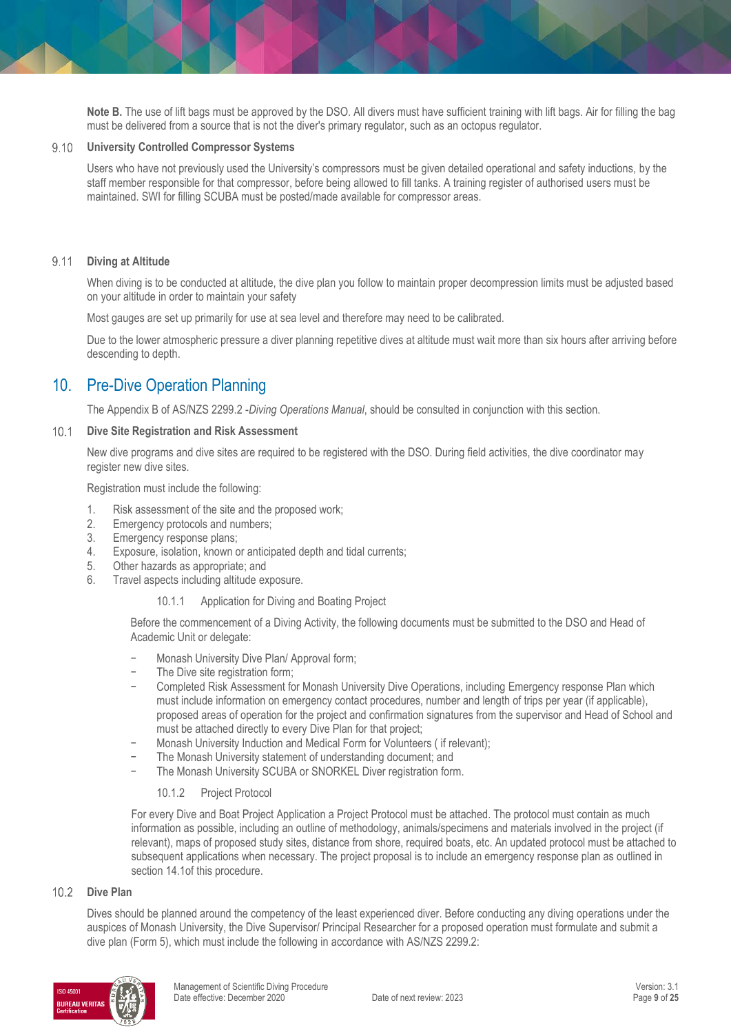**Note B.** The use of lift bags must be approved by the DSO. All divers must have sufficient training with lift bags. Air for filling the bag must be delivered from a source that is not the diver's primary regulator, such as an octopus regulator.

### 9.10 University Controlled Compressor Systems

Users who have not previously used the University's compressors must be given detailed operational and safety inductions, by the staff member responsible for that compressor, before being allowed to fill tanks. A training register of authorised users must be maintained. SWI for filling SCUBA must be posted/made available for compressor areas.

### 9.11 Diving at Altitude

When diving is to be conducted at altitude, the dive plan you follow to maintain proper decompression limits must be adjusted based on your altitude in order to maintain your safety

Most gauges are set up primarily for use at sea level and therefore may need to be calibrated.

Due to the lower atmospheric pressure a diver planning repetitive dives at altitude must wait more than six hours after arriving before descending to depth.

## 10. Pre-Dive Operation Planning

The Appendix B of AS/NZS 2299.2 -*Diving Operations Manual*, should be consulted in conjunction with this section.

### 10.1 Dive Site Registration and Risk Assessment

New dive programs and dive sites are required to be registered with the DSO. During field activities, the dive coordinator may register new dive sites.

Registration must include the following:

1. Risk assessment of the site and the proposed work;
2. Emergency protocols and numbers;
3. Emergency response plans;
4. Exposure, isolation, known or anticipated depth and tidal currents;
5. Other hazards as appropriate; and
6. Travel aspects including altitude exposure.

#### 10.1.1 Application for Diving and Boating Project

Before the commencement of a Diving Activity, the following documents must be submitted to the DSO and Head of Academic Unit or delegate:

- Monash University Dive Plan/ Approval form;
- The Dive site registration form;
- Completed Risk Assessment for Monash University Dive Operations, including Emergency response Plan which must include information on emergency contact procedures, number and length of trips per year (if applicable), proposed areas of operation for the project and confirmation signatures from the supervisor and Head of School and must be attached directly to every Dive Plan for that project;
- Monash University Induction and Medical Form for Volunteers ( if relevant);
- The Monash University statement of understanding document; and
- The Monash University SCUBA or SNORKEL Diver registration form.

#### 10.1.2 Project Protocol

For every Dive and Boat Project Application a Project Protocol must be attached. The protocol must contain as much information as possible, including an outline of methodology, animals/specimens and materials involved in the project (if relevant), maps of proposed study sites, distance from shore, required boats, etc. An updated protocol must be attached to subsequent applications when necessary. The project proposal is to include an emergency response plan as outlined in section 14.1of this procedure.

### 10.2 Dive Plan

Dives should be planned around the competency of the least experienced diver. Before conducting any diving operations under the auspices of Monash University, the Dive Supervisor/ Principal Researcher for a proposed operation must formulate and submit a dive plan (Form 5), which must include the following in accordance with AS/NZS 2299.2: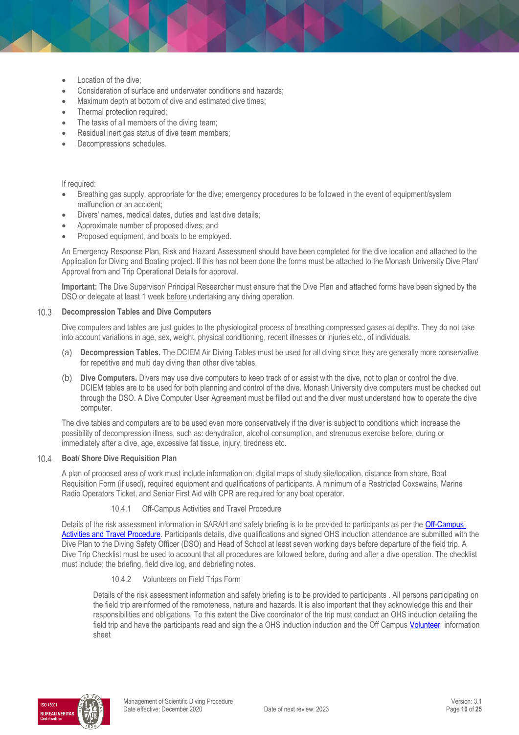- Location of the dive;
- Consideration of surface and underwater conditions and hazards;
- Maximum depth at bottom of dive and estimated dive times;
- Thermal protection required;
- The tasks of all members of the diving team;
- Residual inert gas status of dive team members;
- Decompressions schedules.

If required:

- Breathing gas supply, appropriate for the dive; emergency procedures to be followed in the event of equipment/system malfunction or an accident;
- Divers' names, medical dates, duties and last dive details;
- Approximate number of proposed dives; and
- Proposed equipment, and boats to be employed.

An Emergency Response Plan, Risk and Hazard Assessment should have been completed for the dive location and attached to the Application for Diving and Boating project. If this has not been done the forms must be attached to the Monash University Dive Plan/ Approval from and Trip Operational Details for approval.

**Important:** The Dive Supervisor/ Principal Researcher must ensure that the Dive Plan and attached forms have been signed by the DSO or delegate at least 1 week before undertaking any diving operation.

### 10.3 Decompression Tables and Dive Computers

Dive computers and tables are just guides to the physiological process of breathing compressed gases at depths. They do not take into account variations in age, sex, weight, physical conditioning, recent illnesses or injuries etc., of individuals.

(a) **Decompression Tables.** The DCIEM Air Diving Tables must be used for all diving since they are generally more conservative for repetitive and multi day diving than other dive tables.

(b) **Dive Computers.** Divers may use dive computers to keep track of or assist with the dive, not to plan or control the dive. DCIEM tables are to be used for both planning and control of the dive. Monash University dive computers must be checked out through the DSO. A Dive Computer User Agreement must be filled out and the diver must understand how to operate the dive computer.

The dive tables and computers are to be used even more conservatively if the diver is subject to conditions which increase the possibility of decompression illness, such as: dehydration, alcohol consumption, and strenuous exercise before, during or immediately after a dive, age, excessive fat tissue, injury, tiredness etc.

### 10.4 Boat/ Shore Dive Requisition Plan

A plan of proposed area of work must include information on; digital maps of study site/location, distance from shore, Boat Requisition Form (if used), required equipment and qualifications of participants. A minimum of a Restricted Coxswains, Marine Radio Operators Ticket, and Senior First Aid with CPR are required for any boat operator.

#### 10.4.1 Off-Campus Activities and Travel Procedure

Details of the risk assessment information in SARAH and safety briefing is to be provided to participants as per the Off-Campus Activities and Travel Procedure. Participants details, dive qualifications and signed OHS induction attendance are submitted with the Dive Plan to the Diving Safety Officer (DSO) and Head of School at least seven working days before departure of the field trip. A Dive Trip Checklist must be used to account that all procedures are followed before, during and after a dive operation. The checklist must include; the briefing, field dive log, and debriefing notes.

#### 10.4.2 Volunteers on Field Trips Form

Details of the risk assessment information and safety briefing is to be provided to participants . All persons participating on the field trip areinformed of the remoteness, nature and hazards. It is also important that they acknowledge this and their responsibilities and obligations. To this extent the Dive coordinator of the trip must conduct an OHS induction detailing the field trip and have the participants read and sign the a OHS induction induction and the Off Campus Volunteer information sheet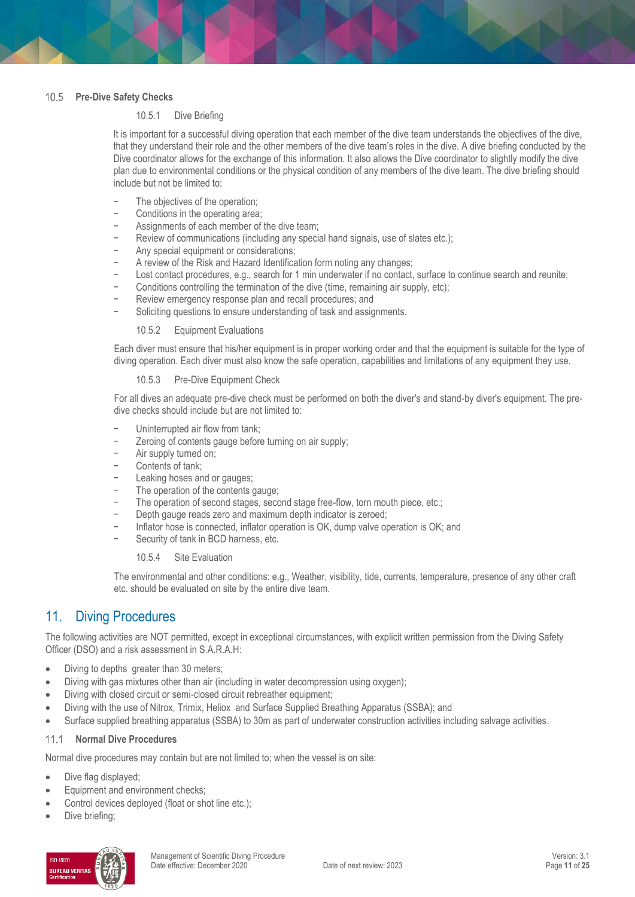## 10.5 Pre-Dive Safety Checks

### 10.5.1 Dive Briefing

It is important for a successful diving operation that each member of the dive team understands the objectives of the dive, that they understand their role and the other members of the dive team's roles in the dive. A dive briefing conducted by the Dive coordinator allows for the exchange of this information. It also allows the Dive coordinator to slightly modify the dive plan due to environmental conditions or the physical condition of any members of the dive team. The dive briefing should include but not be limited to:

- The objectives of the operation;
- Conditions in the operating area;
- Assignments of each member of the dive team;
- Review of communications (including any special hand signals, use of slates etc.);
- Any special equipment or considerations;
- A review of the Risk and Hazard Identification form noting any changes;
- Lost contact procedures, e.g., search for 1 min underwater if no contact, surface to continue search and reunite;
- Conditions controlling the termination of the dive (time, remaining air supply, etc);
- Review emergency response plan and recall procedures; and
- Soliciting questions to ensure understanding of task and assignments.

### 10.5.2 Equipment Evaluations

Each diver must ensure that his/her equipment is in proper working order and that the equipment is suitable for the type of diving operation. Each diver must also know the safe operation, capabilities and limitations of any equipment they use.

### 10.5.3 Pre-Dive Equipment Check

For all dives an adequate pre-dive check must be performed on both the diver's and stand-by diver's equipment. The pre-dive checks should include but are not limited to:

- Uninterrupted air flow from tank;
- Zeroing of contents gauge before turning on air supply;
- Air supply turned on;
- Contents of tank;
- Leaking hoses and or gauges;
- The operation of the contents gauge;
- The operation of second stages, second stage free-flow, torn mouth piece, etc.;
- Depth gauge reads zero and maximum depth indicator is zeroed;
- Inflator hose is connected, inflator operation is OK, dump valve operation is OK; and
- Security of tank in BCD harness, etc.

### 10.5.4 Site Evaluation

The environmental and other conditions: e.g., Weather, visibility, tide, currents, temperature, presence of any other craft etc. should be evaluated on site by the entire dive team.

# 11. Diving Procedures

The following activities are NOT permitted, except in exceptional circumstances, with explicit written permission from the Diving Safety Officer (DSO) and a risk assessment in S.A.R.A.H:

- Diving to depths greater than 30 meters;
- Diving with gas mixtures other than air (including in water decompression using oxygen);
- Diving with closed circuit or semi-closed circuit rebreather equipment;
- Diving with the use of Nitrox, Trimix, Heliox and Surface Supplied Breathing Apparatus (SSBA); and
- Surface supplied breathing apparatus (SSBA) to 30m as part of underwater construction activities including salvage activities.

## 11.1 Normal Dive Procedures

Normal dive procedures may contain but are not limited to; when the vessel is on site:

- Dive flag displayed;
- Equipment and environment checks;
- Control devices deployed (float or shot line etc.);
- Dive briefing;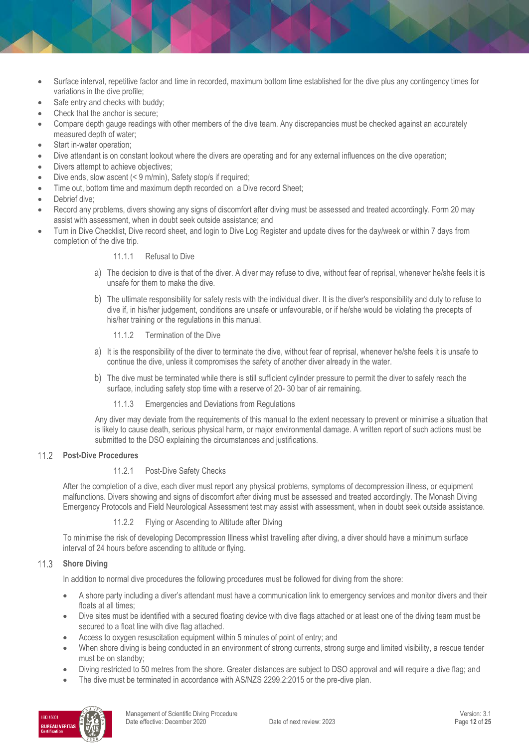- Surface interval, repetitive factor and time in recorded, maximum bottom time established for the dive plus any contingency times for variations in the dive profile;
- Safe entry and checks with buddy;
- Check that the anchor is secure;
- Compare depth gauge readings with other members of the dive team. Any discrepancies must be checked against an accurately measured depth of water;
- Start in-water operation;
- Dive attendant is on constant lookout where the divers are operating and for any external influences on the dive operation;
- Divers attempt to achieve objectives;
- Dive ends, slow ascent (< 9 m/min), Safety stop/s if required;
- Time out, bottom time and maximum depth recorded on a Dive record Sheet;
- Debrief dive;
- Record any problems, divers showing any signs of discomfort after diving must be assessed and treated accordingly. Form 20 may assist with assessment, when in doubt seek outside assistance; and
- Turn in Dive Checklist, Dive record sheet, and login to Dive Log Register and update dives for the day/week or within 7 days from completion of the dive trip.

#### 11.1.1 Refusal to Dive

a) The decision to dive is that of the diver. A diver may refuse to dive, without fear of reprisal, whenever he/she feels it is unsafe for them to make the dive.

b) The ultimate responsibility for safety rests with the individual diver. It is the diver's responsibility and duty to refuse to dive if, in his/her judgement, conditions are unsafe or unfavourable, or if he/she would be violating the precepts of his/her training or the regulations in this manual.

#### 11.1.2 Termination of the Dive

a) It is the responsibility of the diver to terminate the dive, without fear of reprisal, whenever he/she feels it is unsafe to continue the dive, unless it compromises the safety of another diver already in the water.

b) The dive must be terminated while there is still sufficient cylinder pressure to permit the diver to safely reach the surface, including safety stop time with a reserve of 20- 30 bar of air remaining.

#### 11.1.3 Emergencies and Deviations from Regulations

Any diver may deviate from the requirements of this manual to the extent necessary to prevent or minimise a situation that is likely to cause death, serious physical harm, or major environmental damage. A written report of such actions must be submitted to the DSO explaining the circumstances and justifications.

### 11.2 Post-Dive Procedures

#### 11.2.1 Post-Dive Safety Checks

After the completion of a dive, each diver must report any physical problems, symptoms of decompression illness, or equipment malfunctions. Divers showing and signs of discomfort after diving must be assessed and treated accordingly. The Monash Diving Emergency Protocols and Field Neurological Assessment test may assist with assessment, when in doubt seek outside assistance.

#### 11.2.2 Flying or Ascending to Altitude after Diving

To minimise the risk of developing Decompression Illness whilst travelling after diving, a diver should have a minimum surface interval of 24 hours before ascending to altitude or flying.

### 11.3 Shore Diving

In addition to normal dive procedures the following procedures must be followed for diving from the shore:

- A shore party including a diver's attendant must have a communication link to emergency services and monitor divers and their floats at all times;
- Dive sites must be identified with a secured floating device with dive flags attached or at least one of the diving team must be secured to a float line with dive flag attached.
- Access to oxygen resuscitation equipment within 5 minutes of point of entry; and
- When shore diving is being conducted in an environment of strong currents, strong surge and limited visibility, a rescue tender must be on standby;
- Diving restricted to 50 metres from the shore. Greater distances are subject to DSO approval and will require a dive flag; and
- The dive must be terminated in accordance with AS/NZS 2299.2:2015 or the pre-dive plan.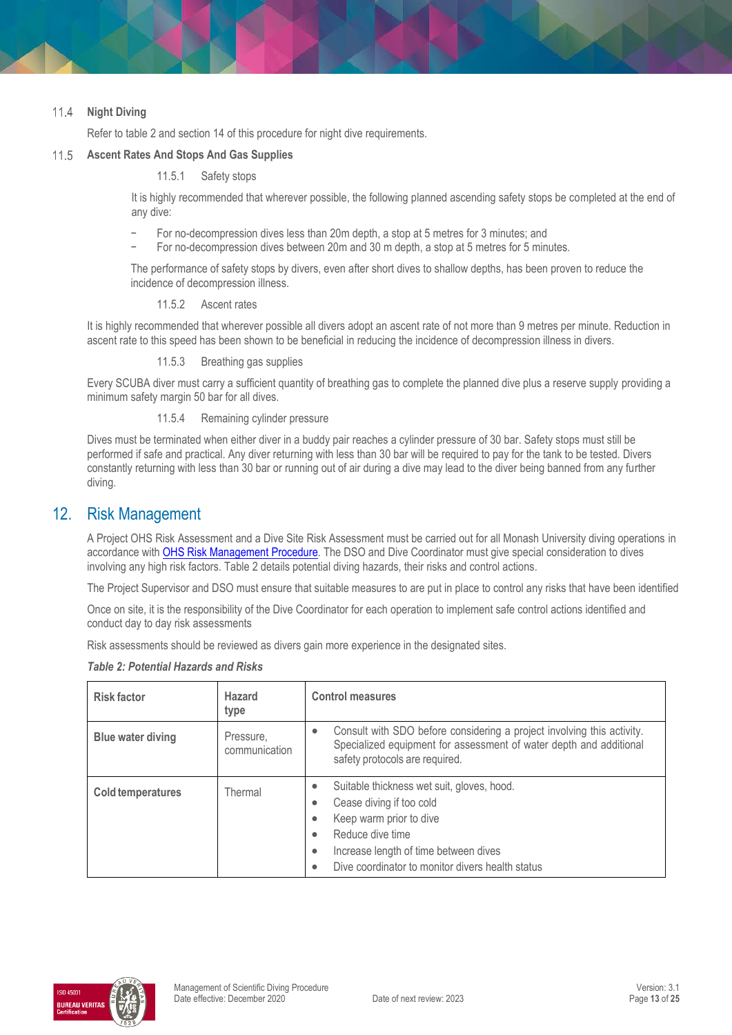### 11.4 Night Diving

Refer to table 2 and section 14 of this procedure for night dive requirements.

### 11.5 Ascent Rates And Stops And Gas Supplies

#### 11.5.1 Safety stops

It is highly recommended that wherever possible, the following planned ascending safety stops be completed at the end of any dive:

- For no-decompression dives less than 20m depth, a stop at 5 metres for 3 minutes; and
- For no-decompression dives between 20m and 30 m depth, a stop at 5 metres for 5 minutes.

The performance of safety stops by divers, even after short dives to shallow depths, has been proven to reduce the incidence of decompression illness.

#### 11.5.2 Ascent rates

It is highly recommended that wherever possible all divers adopt an ascent rate of not more than 9 metres per minute. Reduction in ascent rate to this speed has been shown to be beneficial in reducing the incidence of decompression illness in divers.

#### 11.5.3 Breathing gas supplies

Every SCUBA diver must carry a sufficient quantity of breathing gas to complete the planned dive plus a reserve supply providing a minimum safety margin 50 bar for all dives.

#### 11.5.4 Remaining cylinder pressure

Dives must be terminated when either diver in a buddy pair reaches a cylinder pressure of 30 bar. Safety stops must still be performed if safe and practical. Any diver returning with less than 30 bar will be required to pay for the tank to be tested. Divers constantly returning with less than 30 bar or running out of air during a dive may lead to the diver being banned from any further diving.

# 12. Risk Management

A Project OHS Risk Assessment and a Dive Site Risk Assessment must be carried out for all Monash University diving operations in accordance with OHS Risk Management Procedure. The DSO and Dive Coordinator must give special consideration to dives involving any high risk factors. Table 2 details potential diving hazards, their risks and control actions.

The Project Supervisor and DSO must ensure that suitable measures to are put in place to control any risks that have been identified

Once on site, it is the responsibility of the Dive Coordinator for each operation to implement safe control actions identified and conduct day to day risk assessments

Risk assessments should be reviewed as divers gain more experience in the designated sites.

***Table 2: Potential Hazards and Risks***

| Risk factor | Hazard type | Control measures |
|---|---|---|
| **Blue water diving** | Pressure, communication | • Consult with SDO before considering a project involving this activity. Specialized equipment for assessment of water depth and additional safety protocols are required. |
| **Cold temperatures** | Thermal | • Suitable thickness wet suit, gloves, hood.<br>• Cease diving if too cold<br>• Keep warm prior to dive<br>• Reduce dive time<br>• Increase length of time between dives<br>• Dive coordinator to monitor divers health status |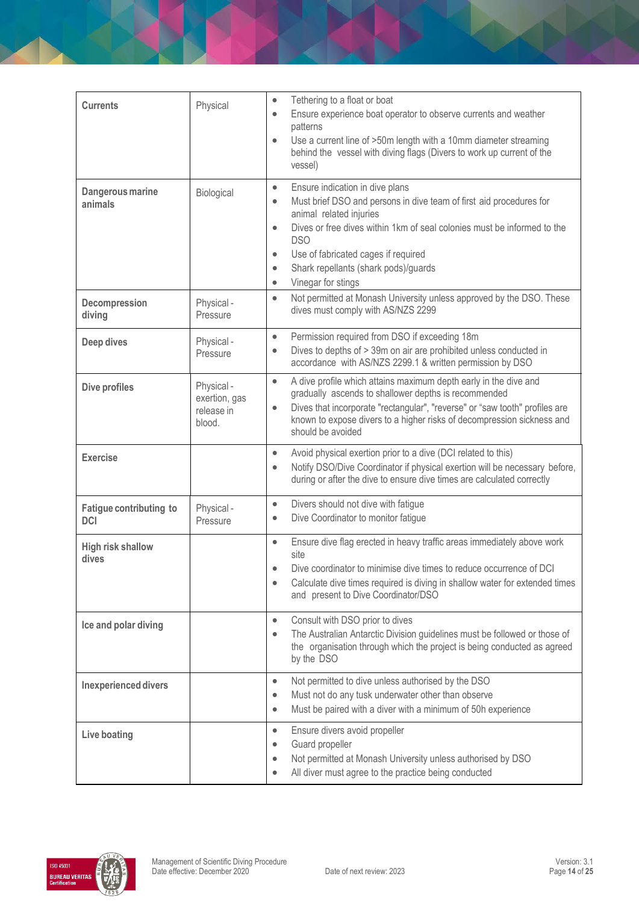| Currents | Physical | • Tethering to a float or boat<br>• Ensure experience boat operator to observe currents and weather patterns<br>• Use a current line of >50m length with a 10mm diameter streaming behind the vessel with diving flags (Divers to work up current of the vessel) |
|---|---|---|
| **Dangerous marine animals** | Biological | • Ensure indication in dive plans<br>• Must brief DSO and persons in dive team of first aid procedures for animal related injuries<br>• Dives or free dives within 1km of seal colonies must be informed to the DSO<br>• Use of fabricated cages if required<br>• Shark repellants (shark pods)/guards<br>• Vinegar for stings |
| **Decompression diving** | Physical - Pressure | • Not permitted at Monash University unless approved by the DSO. These dives must comply with AS/NZS 2299 |
| **Deep dives** | Physical - Pressure | • Permission required from DSO if exceeding 18m<br>• Dives to depths of > 39m on air are prohibited unless conducted in accordance with AS/NZS 2299.1 & written permission by DSO |
| **Dive profiles** | Physical - exertion, gas release in blood. | • A dive profile which attains maximum depth early in the dive and gradually ascends to shallower depths is recommended<br>• Dives that incorporate "rectangular", "reverse" or "saw tooth" profiles are known to expose divers to a higher risks of decompression sickness and should be avoided |
| **Exercise** | | • Avoid physical exertion prior to a dive (DCI related to this)<br>• Notify DSO/Dive Coordinator if physical exertion will be necessary before, during or after the dive to ensure dive times are calculated correctly |
| **Fatigue contributing to DCI** | Physical - Pressure | • Divers should not dive with fatigue<br>• Dive Coordinator to monitor fatigue |
| **High risk shallow dives** | | • Ensure dive flag erected in heavy traffic areas immediately above work site<br>• Dive coordinator to minimise dive times to reduce occurrence of DCI<br>• Calculate dive times required is diving in shallow water for extended times and present to Dive Coordinator/DSO |
| **Ice and polar diving** | | • Consult with DSO prior to dives<br>• The Australian Antarctic Division guidelines must be followed or those of the organisation through which the project is being conducted as agreed by the DSO |
| **Inexperienced divers** | | • Not permitted to dive unless authorised by the DSO<br>• Must not do any tusk underwater other than observe<br>• Must be paired with a diver with a minimum of 50h experience |
| **Live boating** | | • Ensure divers avoid propeller<br>• Guard propeller<br>• Not permitted at Monash University unless authorised by DSO<br>• All diver must agree to the practice being conducted |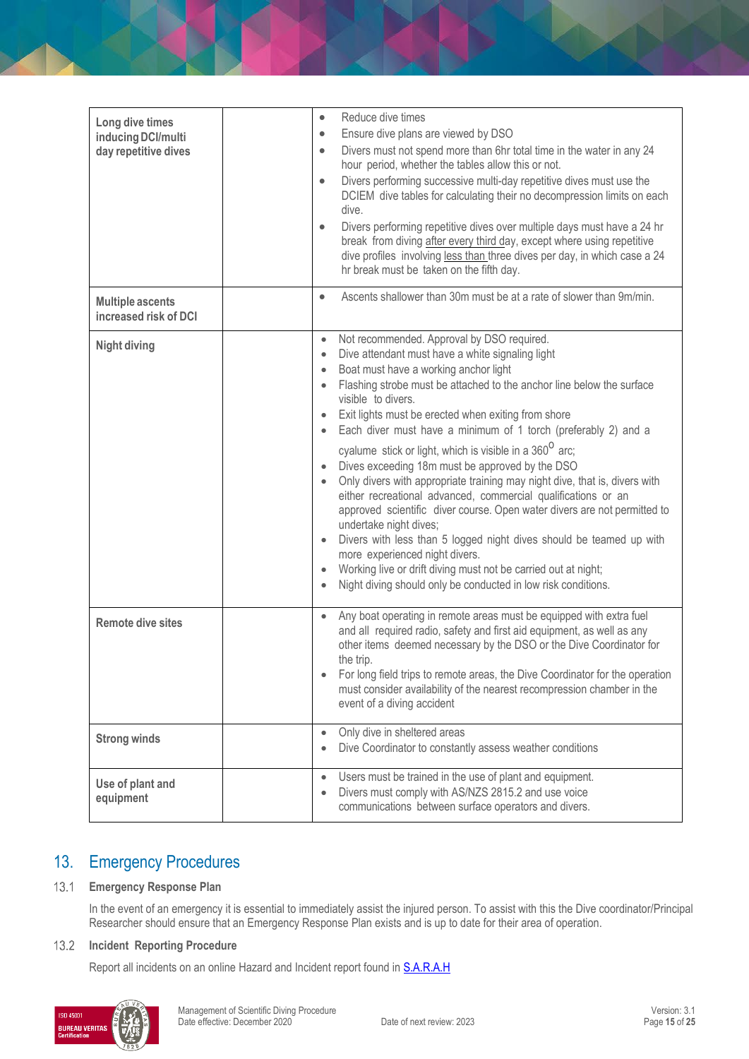| | | |
|---|---|---|
| **Long dive times inducing DCI/multi day repetitive dives** | | • Reduce dive times<br>• Ensure dive plans are viewed by DSO<br>• Divers must not spend more than 6hr total time in the water in any 24 hour period, whether the tables allow this or not.<br>• Divers performing successive multi-day repetitive dives must use the DCIEM dive tables for calculating their no decompression limits on each dive.<br>• Divers performing repetitive dives over multiple days must have a 24 hr break from diving after every third day, except where using repetitive dive profiles involving less than three dives per day, in which case a 24 hr break must be taken on the fifth day. |
| **Multiple ascents increased risk of DCI** | | • Ascents shallower than 30m must be at a rate of slower than 9m/min. |
| **Night diving** | | • Not recommended. Approval by DSO required.<br>• Dive attendant must have a white signaling light<br>• Boat must have a working anchor light<br>• Flashing strobe must be attached to the anchor line below the surface visible to divers.<br>• Exit lights must be erected when exiting from shore<br>• Each diver must have a minimum of 1 torch (preferably 2) and a cyalume stick or light, which is visible in a $360^{o}$ arc;<br>• Dives exceeding 18m must be approved by the DSO<br>• Only divers with appropriate training may night dive, that is, divers with either recreational advanced, commercial qualifications or an approved scientific diver course. Open water divers are not permitted to undertake night dives;<br>• Divers with less than 5 logged night dives should be teamed up with more experienced night divers.<br>• Working live or drift diving must not be carried out at night;<br>• Night diving should only be conducted in low risk conditions. |
| **Remote dive sites** | | • Any boat operating in remote areas must be equipped with extra fuel and all required radio, safety and first aid equipment, as well as any other items deemed necessary by the DSO or the Dive Coordinator for the trip.<br>• For long field trips to remote areas, the Dive Coordinator for the operation must consider availability of the nearest recompression chamber in the event of a diving accident |
| **Strong winds** | | • Only dive in sheltered areas<br>• Dive Coordinator to constantly assess weather conditions |
| **Use of plant and equipment** | | • Users must be trained in the use of plant and equipment.<br>• Divers must comply with AS/NZS 2815.2 and use voice communications between surface operators and divers. |

# 13. Emergency Procedures

## 13.1 Emergency Response Plan

In the event of an emergency it is essential to immediately assist the injured person. To assist with this the Dive coordinator/Principal Researcher should ensure that an Emergency Response Plan exists and is up to date for their area of operation.

## 13.2 Incident Reporting Procedure

Report all incidents on an online Hazard and Incident report found in S.A.R.A.H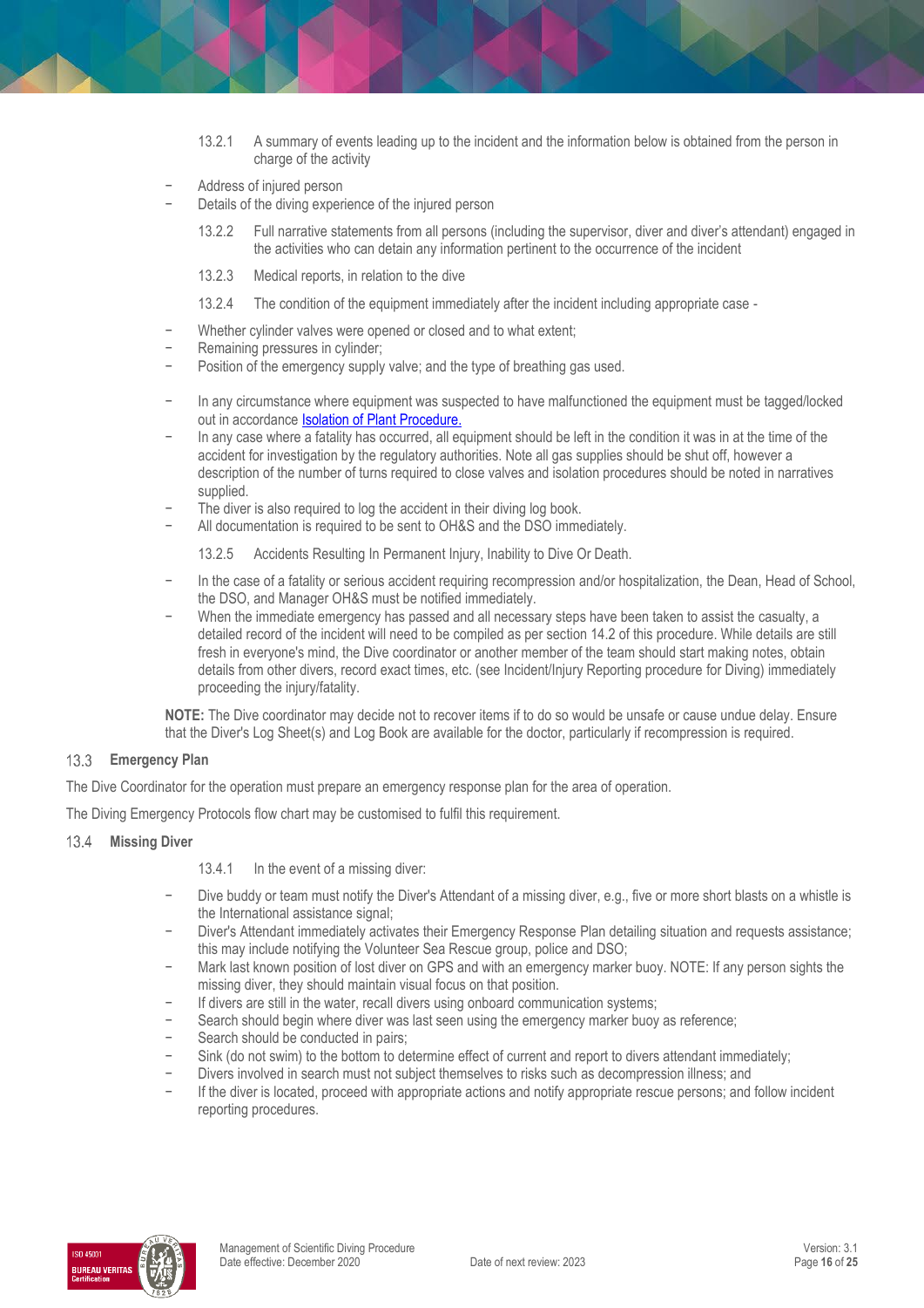13.2.1 A summary of events leading up to the incident and the information below is obtained from the person in charge of the activity

- Address of injured person
- Details of the diving experience of the injured person

13.2.2 Full narrative statements from all persons (including the supervisor, diver and diver's attendant) engaged in the activities who can detain any information pertinent to the occurrence of the incident

13.2.3 Medical reports, in relation to the dive

13.2.4 The condition of the equipment immediately after the incident including appropriate case -

- Whether cylinder valves were opened or closed and to what extent;
- Remaining pressures in cylinder;
- Position of the emergency supply valve; and the type of breathing gas used.

- In any circumstance where equipment was suspected to have malfunctioned the equipment must be tagged/locked out in accordance [Isolation of Plant Procedure.]
- In any case where a fatality has occurred, all equipment should be left in the condition it was in at the time of the accident for investigation by the regulatory authorities. Note all gas supplies should be shut off, however a description of the number of turns required to close valves and isolation procedures should be noted in narratives supplied.
- The diver is also required to log the accident in their diving log book.
- All documentation is required to be sent to OH&S and the DSO immediately.

13.2.5 Accidents Resulting In Permanent Injury, Inability to Dive Or Death.

- In the case of a fatality or serious accident requiring recompression and/or hospitalization, the Dean, Head of School, the DSO, and Manager OH&S must be notified immediately.
- When the immediate emergency has passed and all necessary steps have been taken to assist the casualty, a detailed record of the incident will need to be compiled as per section 14.2 of this procedure. While details are still fresh in everyone's mind, the Dive coordinator or another member of the team should start making notes, obtain details from other divers, record exact times, etc. (see Incident/Injury Reporting procedure for Diving) immediately proceeding the injury/fatality.

**NOTE:** The Dive coordinator may decide not to recover items if to do so would be unsafe or cause undue delay. Ensure that the Diver's Log Sheet(s) and Log Book are available for the doctor, particularly if recompression is required.

## 13.3 Emergency Plan

The Dive Coordinator for the operation must prepare an emergency response plan for the area of operation.

The Diving Emergency Protocols flow chart may be customised to fulfil this requirement.

## 13.4 Missing Diver

13.4.1 In the event of a missing diver:

- Dive buddy or team must notify the Diver's Attendant of a missing diver, e.g., five or more short blasts on a whistle is the International assistance signal;
- Diver's Attendant immediately activates their Emergency Response Plan detailing situation and requests assistance; this may include notifying the Volunteer Sea Rescue group, police and DSO;
- Mark last known position of lost diver on GPS and with an emergency marker buoy. NOTE: If any person sights the missing diver, they should maintain visual focus on that position.
- If divers are still in the water, recall divers using onboard communication systems;
- Search should begin where diver was last seen using the emergency marker buoy as reference;
- Search should be conducted in pairs;
- Sink (do not swim) to the bottom to determine effect of current and report to divers attendant immediately;
- Divers involved in search must not subject themselves to risks such as decompression illness; and
- If the diver is located, proceed with appropriate actions and notify appropriate rescue persons; and follow incident reporting procedures.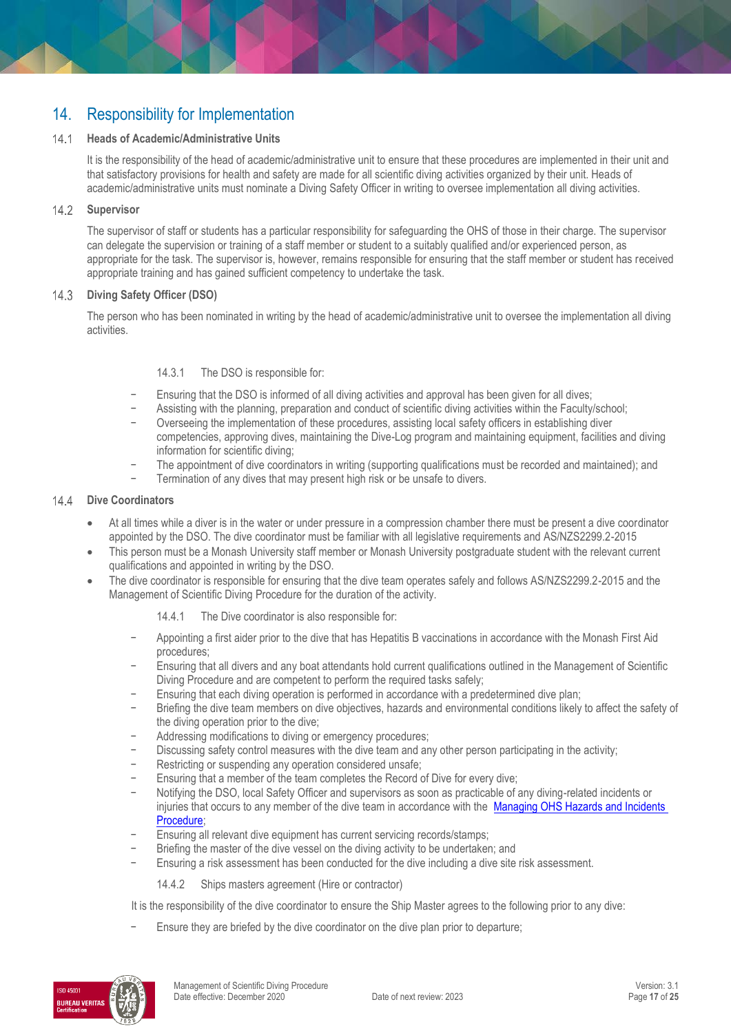# 14. Responsibility for Implementation

## 14.1 Heads of Academic/Administrative Units

It is the responsibility of the head of academic/administrative unit to ensure that these procedures are implemented in their unit and that satisfactory provisions for health and safety are made for all scientific diving activities organized by their unit. Heads of academic/administrative units must nominate a Diving Safety Officer in writing to oversee implementation all diving activities.

## 14.2 Supervisor

The supervisor of staff or students has a particular responsibility for safeguarding the OHS of those in their charge. The supervisor can delegate the supervision or training of a staff member or student to a suitably qualified and/or experienced person, as appropriate for the task. The supervisor is, however, remains responsible for ensuring that the staff member or student has received appropriate training and has gained sufficient competency to undertake the task.

## 14.3 Diving Safety Officer (DSO)

The person who has been nominated in writing by the head of academic/administrative unit to oversee the implementation all diving activities.

14.3.1 The DSO is responsible for:

- Ensuring that the DSO is informed of all diving activities and approval has been given for all dives;
- Assisting with the planning, preparation and conduct of scientific diving activities within the Faculty/school;
- Overseeing the implementation of these procedures, assisting local safety officers in establishing diver competencies, approving dives, maintaining the Dive-Log program and maintaining equipment, facilities and diving information for scientific diving;
- The appointment of dive coordinators in writing (supporting qualifications must be recorded and maintained); and
- Termination of any dives that may present high risk or be unsafe to divers.

## 14.4 Dive Coordinators

- At all times while a diver is in the water or under pressure in a compression chamber there must be present a dive coordinator appointed by the DSO. The dive coordinator must be familiar with all legislative requirements and AS/NZS2299.2-2015
- This person must be a Monash University staff member or Monash University postgraduate student with the relevant current qualifications and appointed in writing by the DSO.
- The dive coordinator is responsible for ensuring that the dive team operates safely and follows AS/NZS2299.2-2015 and the Management of Scientific Diving Procedure for the duration of the activity.

14.4.1 The Dive coordinator is also responsible for:

- Appointing a first aider prior to the dive that has Hepatitis B vaccinations in accordance with the Monash First Aid procedures;
- Ensuring that all divers and any boat attendants hold current qualifications outlined in the Management of Scientific Diving Procedure and are competent to perform the required tasks safely;
- Ensuring that each diving operation is performed in accordance with a predetermined dive plan;
- Briefing the dive team members on dive objectives, hazards and environmental conditions likely to affect the safety of the diving operation prior to the dive;
- Addressing modifications to diving or emergency procedures;
- Discussing safety control measures with the dive team and any other person participating in the activity;
- Restricting or suspending any operation considered unsafe;
- Ensuring that a member of the team completes the Record of Dive for every dive;
- Notifying the DSO, local Safety Officer and supervisors as soon as practicable of any diving-related incidents or injuries that occurs to any member of the dive team in accordance with the Managing OHS Hazards and Incidents Procedure;
- Ensuring all relevant dive equipment has current servicing records/stamps;
- Briefing the master of the dive vessel on the diving activity to be undertaken; and
- Ensuring a risk assessment has been conducted for the dive including a dive site risk assessment.

14.4.2 Ships masters agreement (Hire or contractor)

It is the responsibility of the dive coordinator to ensure the Ship Master agrees to the following prior to any dive:

- Ensure they are briefed by the dive coordinator on the dive plan prior to departure;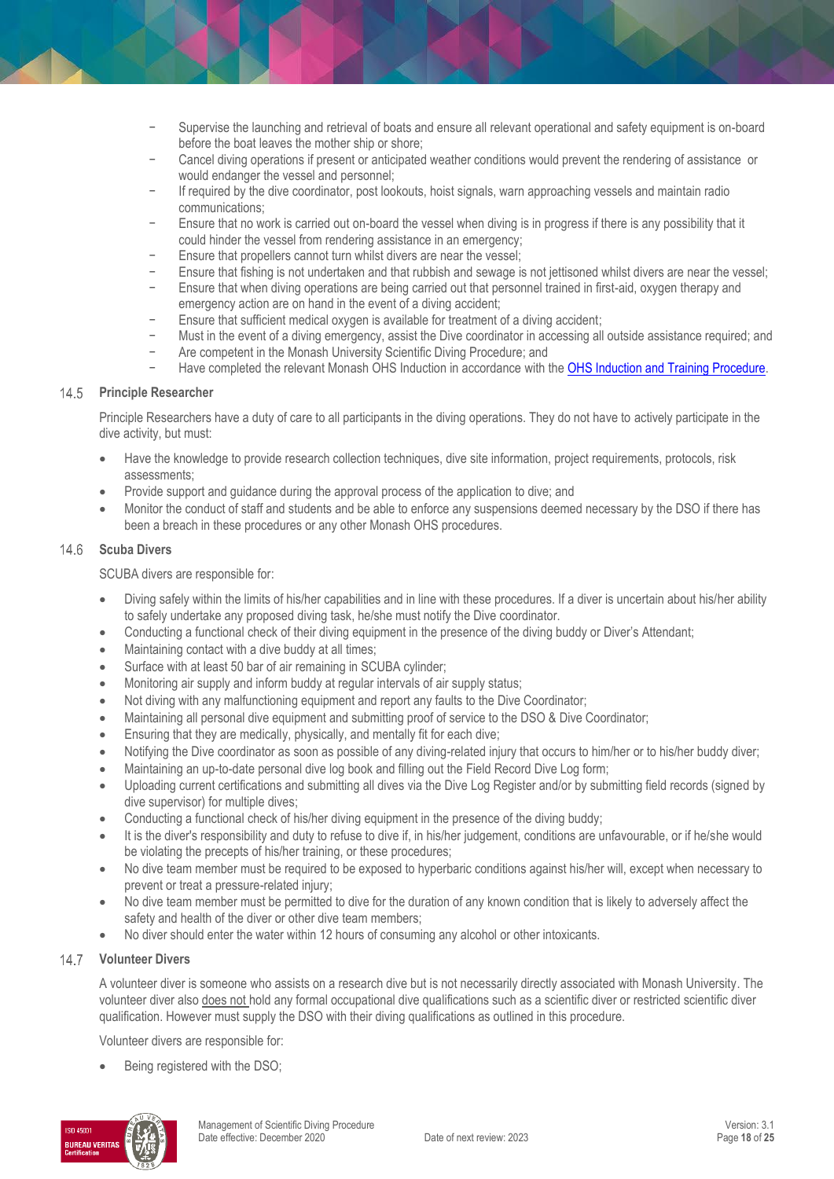- Supervise the launching and retrieval of boats and ensure all relevant operational and safety equipment is on-board before the boat leaves the mother ship or shore;
- Cancel diving operations if present or anticipated weather conditions would prevent the rendering of assistance or would endanger the vessel and personnel;
- If required by the dive coordinator, post lookouts, hoist signals, warn approaching vessels and maintain radio communications;
- Ensure that no work is carried out on-board the vessel when diving is in progress if there is any possibility that it could hinder the vessel from rendering assistance in an emergency;
- Ensure that propellers cannot turn whilst divers are near the vessel;
- Ensure that fishing is not undertaken and that rubbish and sewage is not jettisoned whilst divers are near the vessel;
- Ensure that when diving operations are being carried out that personnel trained in first-aid, oxygen therapy and emergency action are on hand in the event of a diving accident;
- Ensure that sufficient medical oxygen is available for treatment of a diving accident;
- Must in the event of a diving emergency, assist the Dive coordinator in accessing all outside assistance required; and
- Are competent in the Monash University Scientific Diving Procedure; and
- Have completed the relevant Monash OHS Induction in accordance with the OHS Induction and Training Procedure.

### 14.5 Principle Researcher

Principle Researchers have a duty of care to all participants in the diving operations. They do not have to actively participate in the dive activity, but must:

- Have the knowledge to provide research collection techniques, dive site information, project requirements, protocols, risk assessments;
- Provide support and guidance during the approval process of the application to dive; and
- Monitor the conduct of staff and students and be able to enforce any suspensions deemed necessary by the DSO if there has been a breach in these procedures or any other Monash OHS procedures.

### 14.6 Scuba Divers

SCUBA divers are responsible for:

- Diving safely within the limits of his/her capabilities and in line with these procedures. If a diver is uncertain about his/her ability to safely undertake any proposed diving task, he/she must notify the Dive coordinator.
- Conducting a functional check of their diving equipment in the presence of the diving buddy or Diver's Attendant;
- Maintaining contact with a dive buddy at all times;
- Surface with at least 50 bar of air remaining in SCUBA cylinder;
- Monitoring air supply and inform buddy at regular intervals of air supply status;
- Not diving with any malfunctioning equipment and report any faults to the Dive Coordinator;
- Maintaining all personal dive equipment and submitting proof of service to the DSO & Dive Coordinator;
- Ensuring that they are medically, physically, and mentally fit for each dive;
- Notifying the Dive coordinator as soon as possible of any diving-related injury that occurs to him/her or to his/her buddy diver;
- Maintaining an up-to-date personal dive log book and filling out the Field Record Dive Log form;
- Uploading current certifications and submitting all dives via the Dive Log Register and/or by submitting field records (signed by dive supervisor) for multiple dives;
- Conducting a functional check of his/her diving equipment in the presence of the diving buddy;
- It is the diver's responsibility and duty to refuse to dive if, in his/her judgement, conditions are unfavourable, or if he/she would be violating the precepts of his/her training, or these procedures;
- No dive team member must be required to be exposed to hyperbaric conditions against his/her will, except when necessary to prevent or treat a pressure-related injury;
- No dive team member must be permitted to dive for the duration of any known condition that is likely to adversely affect the safety and health of the diver or other dive team members;
- No diver should enter the water within 12 hours of consuming any alcohol or other intoxicants.

### 14.7 Volunteer Divers

A volunteer diver is someone who assists on a research dive but is not necessarily directly associated with Monash University. The volunteer diver also does not hold any formal occupational dive qualifications such as a scientific diver or restricted scientific diver qualification. However must supply the DSO with their diving qualifications as outlined in this procedure.

Volunteer divers are responsible for:

- Being registered with the DSO;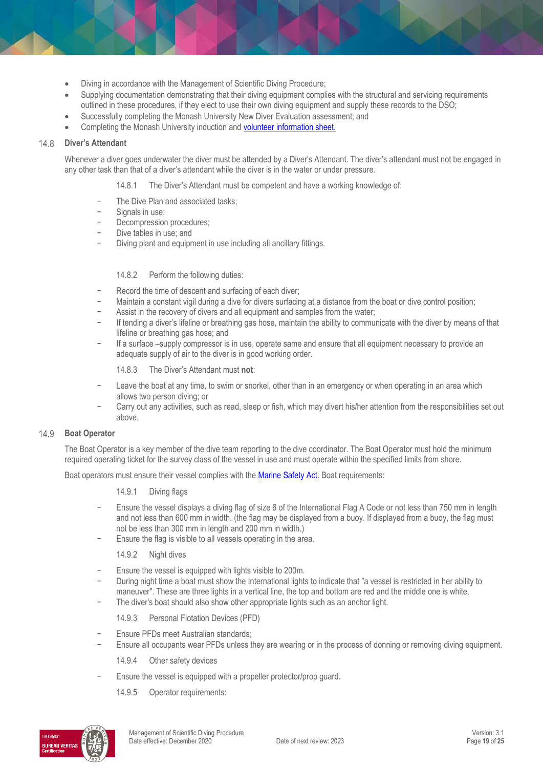- Diving in accordance with the Management of Scientific Diving Procedure;
- Supplying documentation demonstrating that their diving equipment complies with the structural and servicing requirements outlined in these procedures, if they elect to use their own diving equipment and supply these records to the DSO;
- Successfully completing the Monash University New Diver Evaluation assessment; and
- Completing the Monash University induction and [volunteer information sheet.]

## 14.8 Diver's Attendant

Whenever a diver goes underwater the diver must be attended by a Diver's Attendant. The diver's attendant must not be engaged in any other task than that of a diver's attendant while the diver is in the water or under pressure.

14.8.1 The Diver's Attendant must be competent and have a working knowledge of:

- The Dive Plan and associated tasks;
- Signals in use;
- Decompression procedures;
- Dive tables in use; and
- Diving plant and equipment in use including all ancillary fittings.

14.8.2 Perform the following duties:

- Record the time of descent and surfacing of each diver;
- Maintain a constant vigil during a dive for divers surfacing at a distance from the boat or dive control position;
- Assist in the recovery of divers and all equipment and samples from the water;
- If tending a diver's lifeline or breathing gas hose, maintain the ability to communicate with the diver by means of that lifeline or breathing gas hose; and
- If a surface –supply compressor is in use, operate same and ensure that all equipment necessary to provide an adequate supply of air to the diver is in good working order.

14.8.3 The Diver's Attendant must **not**:

- Leave the boat at any time, to swim or snorkel, other than in an emergency or when operating in an area which allows two person diving; or
- Carry out any activities, such as read, sleep or fish, which may divert his/her attention from the responsibilities set out above.

## 14.9 Boat Operator

The Boat Operator is a key member of the dive team reporting to the dive coordinator. The Boat Operator must hold the minimum required operating ticket for the survey class of the vessel in use and must operate within the specified limits from shore.

Boat operators must ensure their vessel complies with the [Marine Safety Act]. Boat requirements:

14.9.1 Diving flags

- Ensure the vessel displays a diving flag of size 6 of the International Flag A Code or not less than 750 mm in length and not less than 600 mm in width. (the flag may be displayed from a buoy. If displayed from a buoy, the flag must not be less than 300 mm in length and 200 mm in width.)
- Ensure the flag is visible to all vessels operating in the area.

14.9.2 Night dives

- Ensure the vessel is equipped with lights visible to 200m.
- During night time a boat must show the International lights to indicate that "a vessel is restricted in her ability to maneuver". These are three lights in a vertical line, the top and bottom are red and the middle one is white.
- The diver's boat should also show other appropriate lights such as an anchor light.

14.9.3 Personal Flotation Devices (PFD)

- Ensure PFDs meet Australian standards;
- Ensure all occupants wear PFDs unless they are wearing or in the process of donning or removing diving equipment.

14.9.4 Other safety devices

- Ensure the vessel is equipped with a propeller protector/prop guard.

14.9.5 Operator requirements: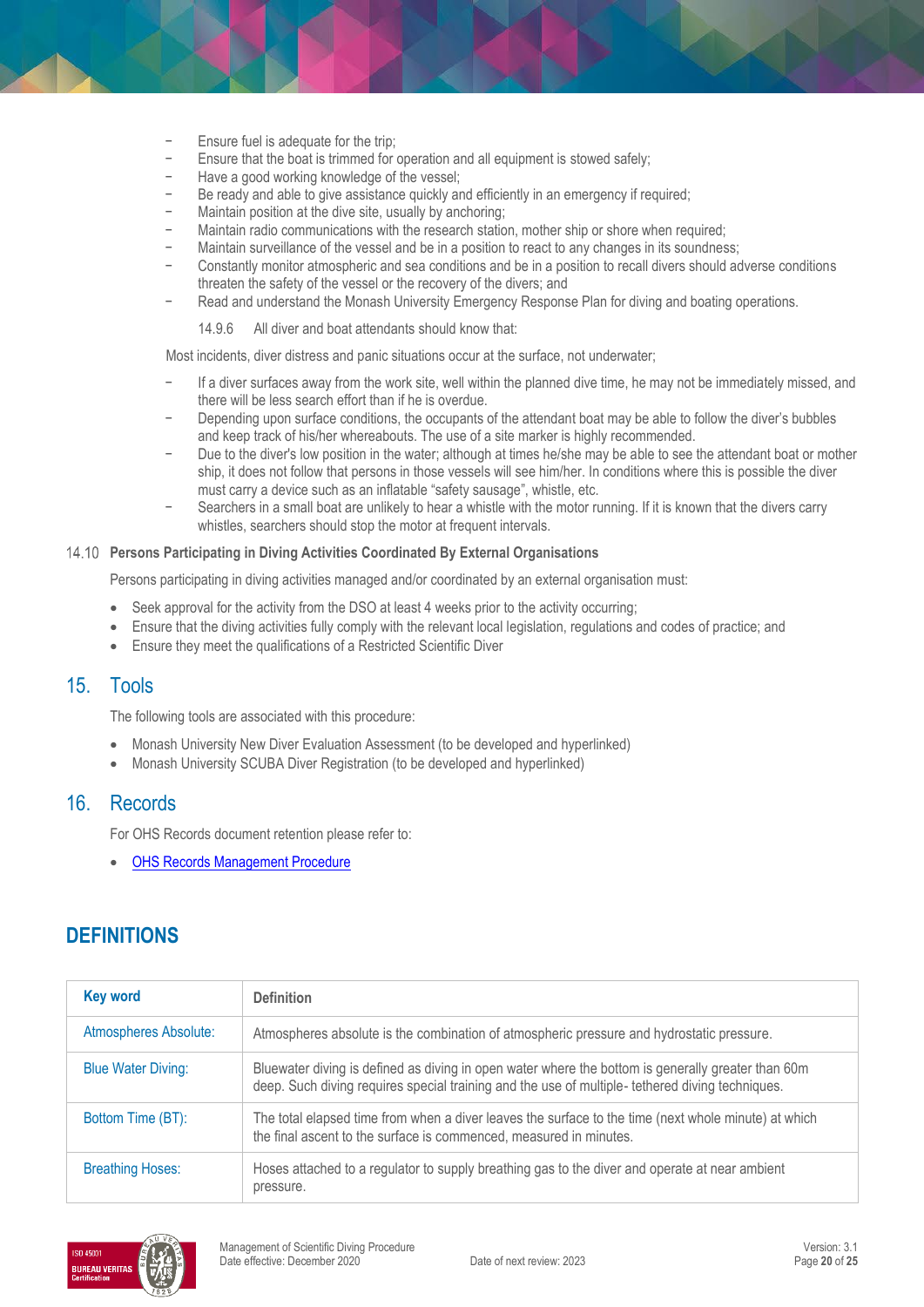- Ensure fuel is adequate for the trip;
- Ensure that the boat is trimmed for operation and all equipment is stowed safely;
- Have a good working knowledge of the vessel;
- Be ready and able to give assistance quickly and efficiently in an emergency if required;
- Maintain position at the dive site, usually by anchoring;
- Maintain radio communications with the research station, mother ship or shore when required;
- Maintain surveillance of the vessel and be in a position to react to any changes in its soundness;
- Constantly monitor atmospheric and sea conditions and be in a position to recall divers should adverse conditions threaten the safety of the vessel or the recovery of the divers; and
- Read and understand the Monash University Emergency Response Plan for diving and boating operations.

14.9.6 All diver and boat attendants should know that:

Most incidents, diver distress and panic situations occur at the surface, not underwater;

- If a diver surfaces away from the work site, well within the planned dive time, he may not be immediately missed, and there will be less search effort than if he is overdue.
- Depending upon surface conditions, the occupants of the attendant boat may be able to follow the diver's bubbles and keep track of his/her whereabouts. The use of a site marker is highly recommended.
- Due to the diver's low position in the water; although at times he/she may be able to see the attendant boat or mother ship, it does not follow that persons in those vessels will see him/her. In conditions where this is possible the diver must carry a device such as an inflatable "safety sausage", whistle, etc.
- Searchers in a small boat are unlikely to hear a whistle with the motor running. If it is known that the divers carry whistles, searchers should stop the motor at frequent intervals.

### 14.10 Persons Participating in Diving Activities Coordinated By External Organisations

Persons participating in diving activities managed and/or coordinated by an external organisation must:

- Seek approval for the activity from the DSO at least 4 weeks prior to the activity occurring;
- Ensure that the diving activities fully comply with the relevant local legislation, regulations and codes of practice; and
- Ensure they meet the qualifications of a Restricted Scientific Diver

## 15. Tools

The following tools are associated with this procedure:

- Monash University New Diver Evaluation Assessment (to be developed and hyperlinked)
- Monash University SCUBA Diver Registration (to be developed and hyperlinked)

## 16. Records

For OHS Records document retention please refer to:

- OHS Records Management Procedure

## DEFINITIONS

| Key word | Definition |
|---|---|
| Atmospheres Absolute: | Atmospheres absolute is the combination of atmospheric pressure and hydrostatic pressure. |
| Blue Water Diving: | Bluewater diving is defined as diving in open water where the bottom is generally greater than 60m deep. Such diving requires special training and the use of multiple- tethered diving techniques. |
| Bottom Time (BT): | The total elapsed time from when a diver leaves the surface to the time (next whole minute) at which the final ascent to the surface is commenced, measured in minutes. |
| Breathing Hoses: | Hoses attached to a regulator to supply breathing gas to the diver and operate at near ambient pressure. |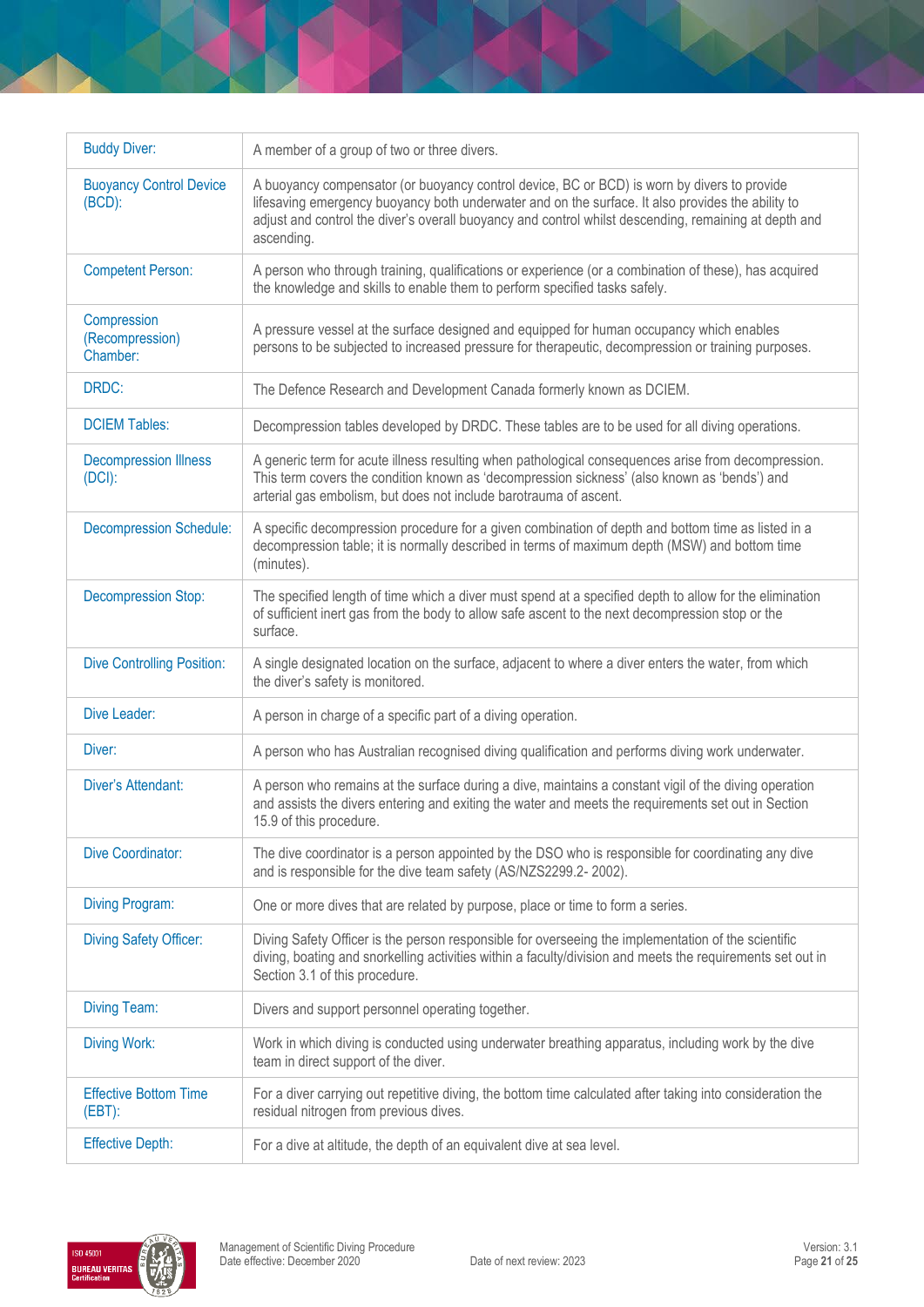| | |
|---|---|
| Buddy Diver: | A member of a group of two or three divers. |
| Buoyancy Control Device (BCD): | A buoyancy compensator (or buoyancy control device, BC or BCD) is worn by divers to provide lifesaving emergency buoyancy both underwater and on the surface. It also provides the ability to adjust and control the diver's overall buoyancy and control whilst descending, remaining at depth and ascending. |
| Competent Person: | A person who through training, qualifications or experience (or a combination of these), has acquired the knowledge and skills to enable them to perform specified tasks safely. |
| Compression (Recompression) Chamber: | A pressure vessel at the surface designed and equipped for human occupancy which enables persons to be subjected to increased pressure for therapeutic, decompression or training purposes. |
| DRDC: | The Defence Research and Development Canada formerly known as DCIEM. |
| DCIEM Tables: | Decompression tables developed by DRDC. These tables are to be used for all diving operations. |
| Decompression Illness (DCI): | A generic term for acute illness resulting when pathological consequences arise from decompression. This term covers the condition known as 'decompression sickness' (also known as 'bends') and arterial gas embolism, but does not include barotrauma of ascent. |
| Decompression Schedule: | A specific decompression procedure for a given combination of depth and bottom time as listed in a decompression table; it is normally described in terms of maximum depth (MSW) and bottom time (minutes). |
| Decompression Stop: | The specified length of time which a diver must spend at a specified depth to allow for the elimination of sufficient inert gas from the body to allow safe ascent to the next decompression stop or the surface. |
| Dive Controlling Position: | A single designated location on the surface, adjacent to where a diver enters the water, from which the diver's safety is monitored. |
| Dive Leader: | A person in charge of a specific part of a diving operation. |
| Diver: | A person who has Australian recognised diving qualification and performs diving work underwater. |
| Diver's Attendant: | A person who remains at the surface during a dive, maintains a constant vigil of the diving operation and assists the divers entering and exiting the water and meets the requirements set out in Section 15.9 of this procedure. |
| Dive Coordinator: | The dive coordinator is a person appointed by the DSO who is responsible for coordinating any dive and is responsible for the dive team safety (AS/NZS2299.2- 2002). |
| Diving Program: | One or more dives that are related by purpose, place or time to form a series. |
| Diving Safety Officer: | Diving Safety Officer is the person responsible for overseeing the implementation of the scientific diving, boating and snorkelling activities within a faculty/division and meets the requirements set out in Section 3.1 of this procedure. |
| Diving Team: | Divers and support personnel operating together. |
| Diving Work: | Work in which diving is conducted using underwater breathing apparatus, including work by the dive team in direct support of the diver. |
| Effective Bottom Time (EBT): | For a diver carrying out repetitive diving, the bottom time calculated after taking into consideration the residual nitrogen from previous dives. |
| Effective Depth: | For a dive at altitude, the depth of an equivalent dive at sea level. |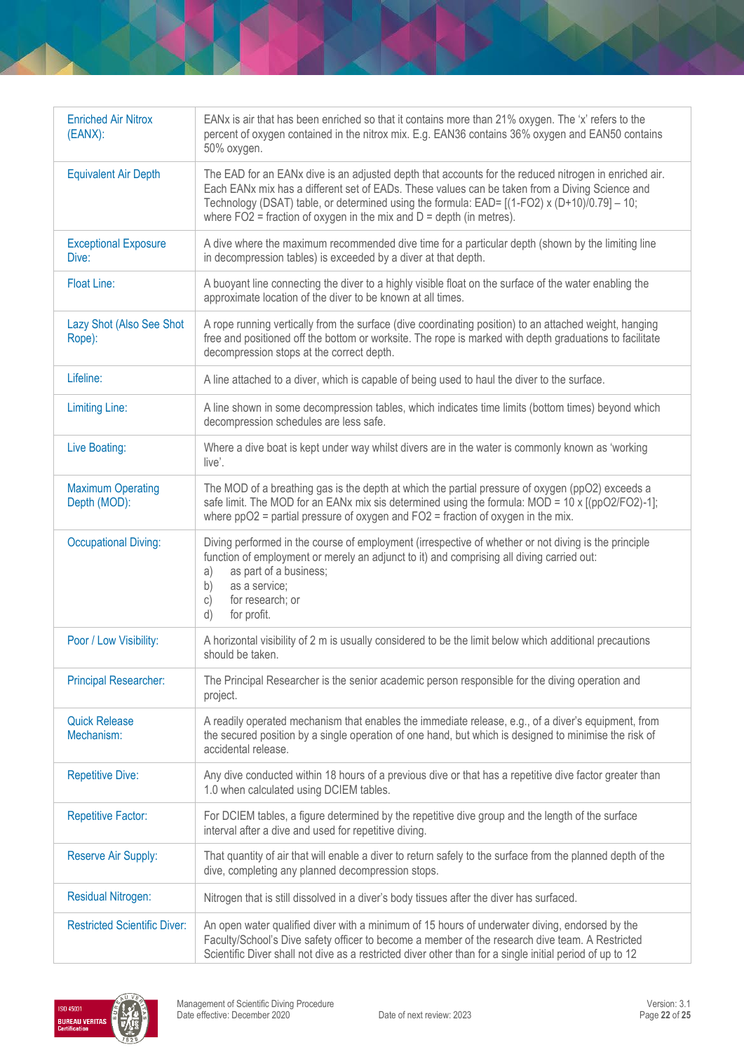| | |
|---|---|
| Enriched Air Nitrox (EANX): | EANx is air that has been enriched so that it contains more than 21% oxygen. The 'x' refers to the percent of oxygen contained in the nitrox mix. E.g. EAN36 contains 36% oxygen and EAN50 contains 50% oxygen. |
| Equivalent Air Depth | The EAD for an EANx dive is an adjusted depth that accounts for the reduced nitrogen in enriched air. Each EANx mix has a different set of EADs. These values can be taken from a Diving Science and Technology (DSAT) table, or determined using the formula: $EAD= [(1-FO2) \times (D+10)/0.79] - 10$; where FO2 = fraction of oxygen in the mix and D = depth (in metres). |
| Exceptional Exposure Dive: | A dive where the maximum recommended dive time for a particular depth (shown by the limiting line in decompression tables) is exceeded by a diver at that depth. |
| Float Line: | A buoyant line connecting the diver to a highly visible float on the surface of the water enabling the approximate location of the diver to be known at all times. |
| Lazy Shot (Also See Shot Rope): | A rope running vertically from the surface (dive coordinating position) to an attached weight, hanging free and positioned off the bottom or worksite. The rope is marked with depth graduations to facilitate decompression stops at the correct depth. |
| Lifeline: | A line attached to a diver, which is capable of being used to haul the diver to the surface. |
| Limiting Line: | A line shown in some decompression tables, which indicates time limits (bottom times) beyond which decompression schedules are less safe. |
| Live Boating: | Where a dive boat is kept under way whilst divers are in the water is commonly known as 'working live'. |
| Maximum Operating Depth (MOD): | The MOD of a breathing gas is the depth at which the partial pressure of oxygen (ppO2) exceeds a safe limit. The MOD for an EANx mix sis determined using the formula: $MOD = 10 \times [(ppO2/FO2)-1]$; where ppO2 = partial pressure of oxygen and FO2 = fraction of oxygen in the mix. |
| Occupational Diving: | Diving performed in the course of employment (irrespective of whether or not diving is the principle function of employment or merely an adjunct to it) and comprising all diving carried out:<br>a) as part of a business;<br>b) as a service;<br>c) for research; or<br>d) for profit. |
| Poor / Low Visibility: | A horizontal visibility of 2 m is usually considered to be the limit below which additional precautions should be taken. |
| Principal Researcher: | The Principal Researcher is the senior academic person responsible for the diving operation and project. |
| Quick Release Mechanism: | A readily operated mechanism that enables the immediate release, e.g., of a diver's equipment, from the secured position by a single operation of one hand, but which is designed to minimise the risk of accidental release. |
| Repetitive Dive: | Any dive conducted within 18 hours of a previous dive or that has a repetitive dive factor greater than 1.0 when calculated using DCIEM tables. |
| Repetitive Factor: | For DCIEM tables, a figure determined by the repetitive dive group and the length of the surface interval after a dive and used for repetitive diving. |
| Reserve Air Supply: | That quantity of air that will enable a diver to return safely to the surface from the planned depth of the dive, completing any planned decompression stops. |
| Residual Nitrogen: | Nitrogen that is still dissolved in a diver's body tissues after the diver has surfaced. |
| Restricted Scientific Diver: | An open water qualified diver with a minimum of 15 hours of underwater diving, endorsed by the Faculty/School's Dive safety officer to become a member of the research dive team. A Restricted Scientific Diver shall not dive as a restricted diver other than for a single initial period of up to 12 |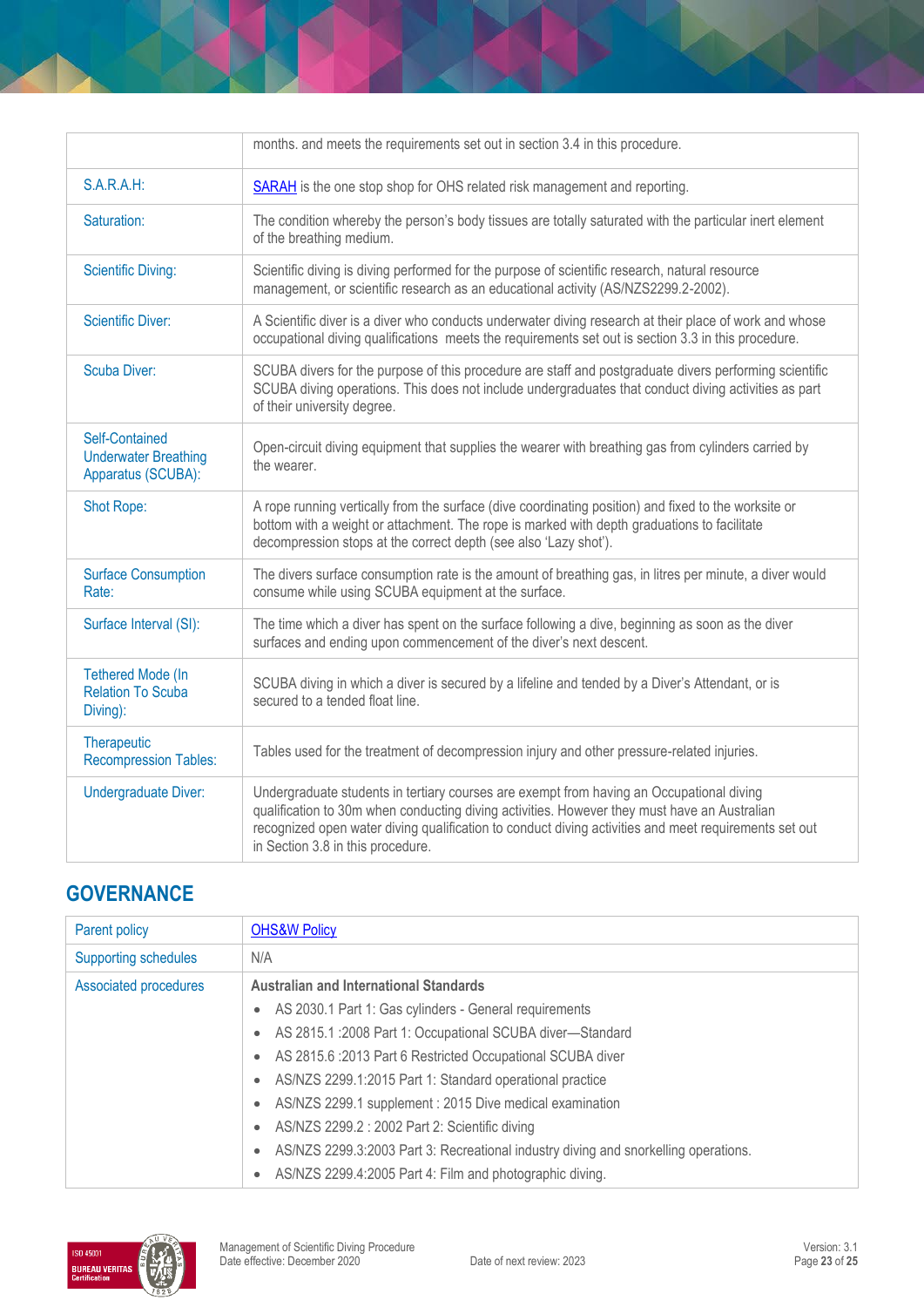|  |  |
|---|---|
|  | months. and meets the requirements set out in section 3.4 in this procedure. |
| S.A.R.A.H: | SARAH is the one stop shop for OHS related risk management and reporting. |
| Saturation: | The condition whereby the person's body tissues are totally saturated with the particular inert element of the breathing medium. |
| Scientific Diving: | Scientific diving is diving performed for the purpose of scientific research, natural resource management, or scientific research as an educational activity (AS/NZS2299.2-2002). |
| Scientific Diver: | A Scientific diver is a diver who conducts underwater diving research at their place of work and whose occupational diving qualifications meets the requirements set out is section 3.3 in this procedure. |
| Scuba Diver: | SCUBA divers for the purpose of this procedure are staff and postgraduate divers performing scientific SCUBA diving operations. This does not include undergraduates that conduct diving activities as part of their university degree. |
| Self-Contained Underwater Breathing Apparatus (SCUBA): | Open-circuit diving equipment that supplies the wearer with breathing gas from cylinders carried by the wearer. |
| Shot Rope: | A rope running vertically from the surface (dive coordinating position) and fixed to the worksite or bottom with a weight or attachment. The rope is marked with depth graduations to facilitate decompression stops at the correct depth (see also 'Lazy shot'). |
| Surface Consumption Rate: | The divers surface consumption rate is the amount of breathing gas, in litres per minute, a diver would consume while using SCUBA equipment at the surface. |
| Surface Interval (SI): | The time which a diver has spent on the surface following a dive, beginning as soon as the diver surfaces and ending upon commencement of the diver's next descent. |
| Tethered Mode (In Relation To Scuba Diving): | SCUBA diving in which a diver is secured by a lifeline and tended by a Diver's Attendant, or is secured to a tended float line. |
| Therapeutic Recompression Tables: | Tables used for the treatment of decompression injury and other pressure-related injuries. |
| Undergraduate Diver: | Undergraduate students in tertiary courses are exempt from having an Occupational diving qualification to 30m when conducting diving activities. However they must have an Australian recognized open water diving qualification to conduct diving activities and meet requirements set out in Section 3.8 in this procedure. |

## GOVERNANCE

|  |  |
|---|---|
| Parent policy | OHS&W Policy |
| Supporting schedules | N/A |
| Associated procedures | **Australian and International Standards**<br>• AS 2030.1 Part 1: Gas cylinders - General requirements<br>• AS 2815.1 :2008 Part 1: Occupational SCUBA diver—Standard<br>• AS 2815.6 :2013 Part 6 Restricted Occupational SCUBA diver<br>• AS/NZS 2299.1:2015 Part 1: Standard operational practice<br>• AS/NZS 2299.1 supplement : 2015 Dive medical examination<br>• AS/NZS 2299.2 : 2002 Part 2: Scientific diving<br>• AS/NZS 2299.3:2003 Part 3: Recreational industry diving and snorkelling operations.<br>• AS/NZS 2299.4:2005 Part 4: Film and photographic diving. |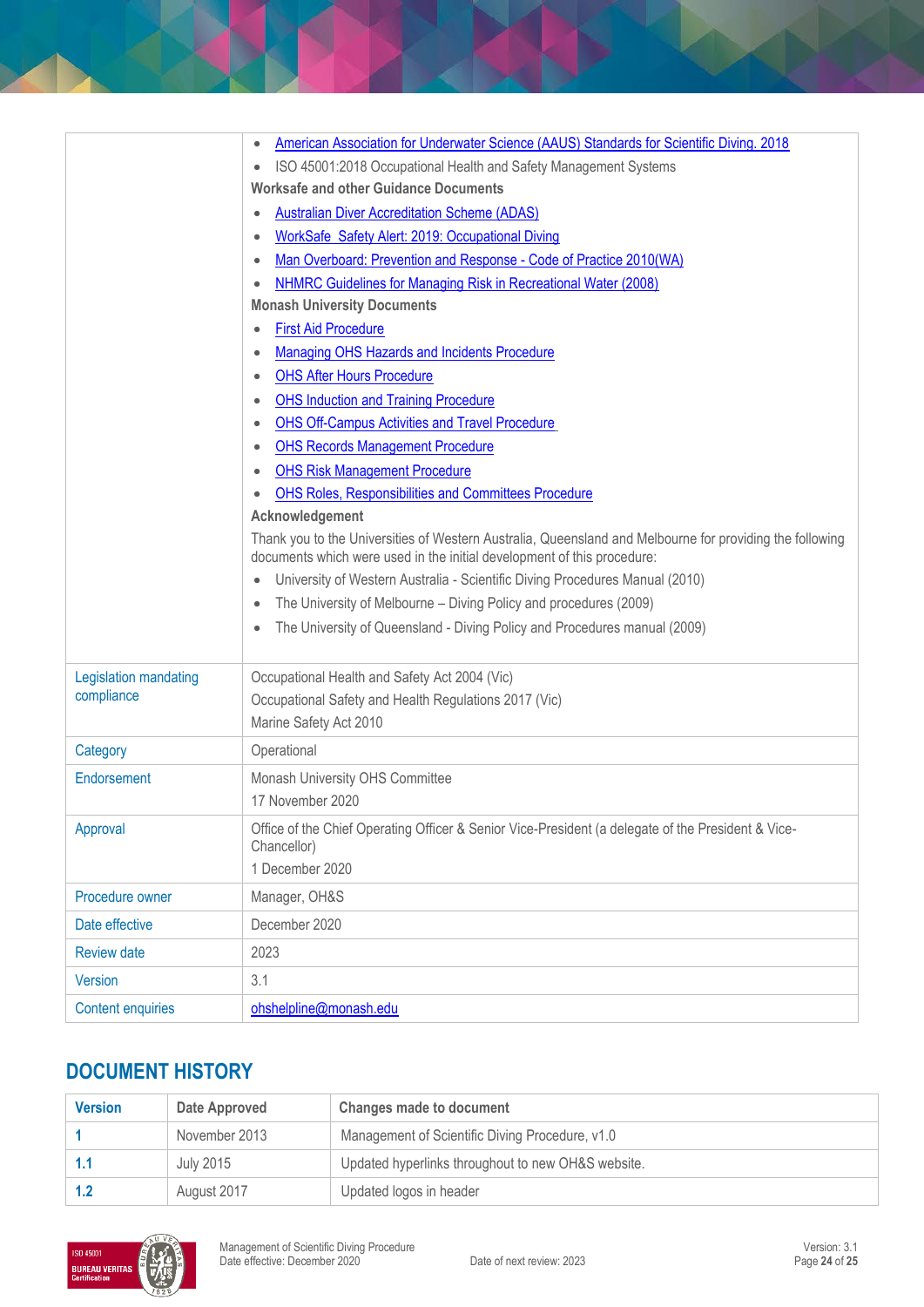| | - American Association for Underwater Science (AAUS) Standards for Scientific Diving. 2018<br>- ISO 45001:2018 Occupational Health and Safety Management Systems<br>**Worksafe and other Guidance Documents**<br>- Australian Diver Accreditation Scheme (ADAS)<br>- WorkSafe Safety Alert: 2019: Occupational Diving<br>- Man Overboard: Prevention and Response - Code of Practice 2010(WA)<br>- NHMRC Guidelines for Managing Risk in Recreational Water (2008)<br>**Monash University Documents**<br>- First Aid Procedure<br>- Managing OHS Hazards and Incidents Procedure<br>- OHS After Hours Procedure<br>- OHS Induction and Training Procedure<br>- OHS Off-Campus Activities and Travel Procedure<br>- OHS Records Management Procedure<br>- OHS Risk Management Procedure<br>- OHS Roles, Responsibilities and Committees Procedure<br>**Acknowledgement**<br>Thank you to the Universities of Western Australia, Queensland and Melbourne for providing the following documents which were used in the initial development of this procedure:<br>- University of Western Australia - Scientific Diving Procedures Manual (2010)<br>- The University of Melbourne – Diving Policy and procedures (2009)<br>- The University of Queensland - Diving Policy and Procedures manual (2009) |
|---|---|
| Legislation mandating compliance | Occupational Health and Safety Act 2004 (Vic)<br>Occupational Safety and Health Regulations 2017 (Vic)<br>Marine Safety Act 2010 |
| Category | Operational |
| Endorsement | Monash University OHS Committee<br>17 November 2020 |
| Approval | Office of the Chief Operating Officer & Senior Vice-President (a delegate of the President & Vice-Chancellor)<br>1 December 2020 |
| Procedure owner | Manager, OH&S |
| Date effective | December 2020 |
| Review date | 2023 |
| Version | 3.1 |
| Content enquiries | ohshelpline@monash.edu |

## DOCUMENT HISTORY

| Version | Date Approved | Changes made to document |
|---|---|---|
| 1 | November 2013 | Management of Scientific Diving Procedure, v1.0 |
| 1.1 | July 2015 | Updated hyperlinks throughout to new OH&S website. |
| 1.2 | August 2017 | Updated logos in header |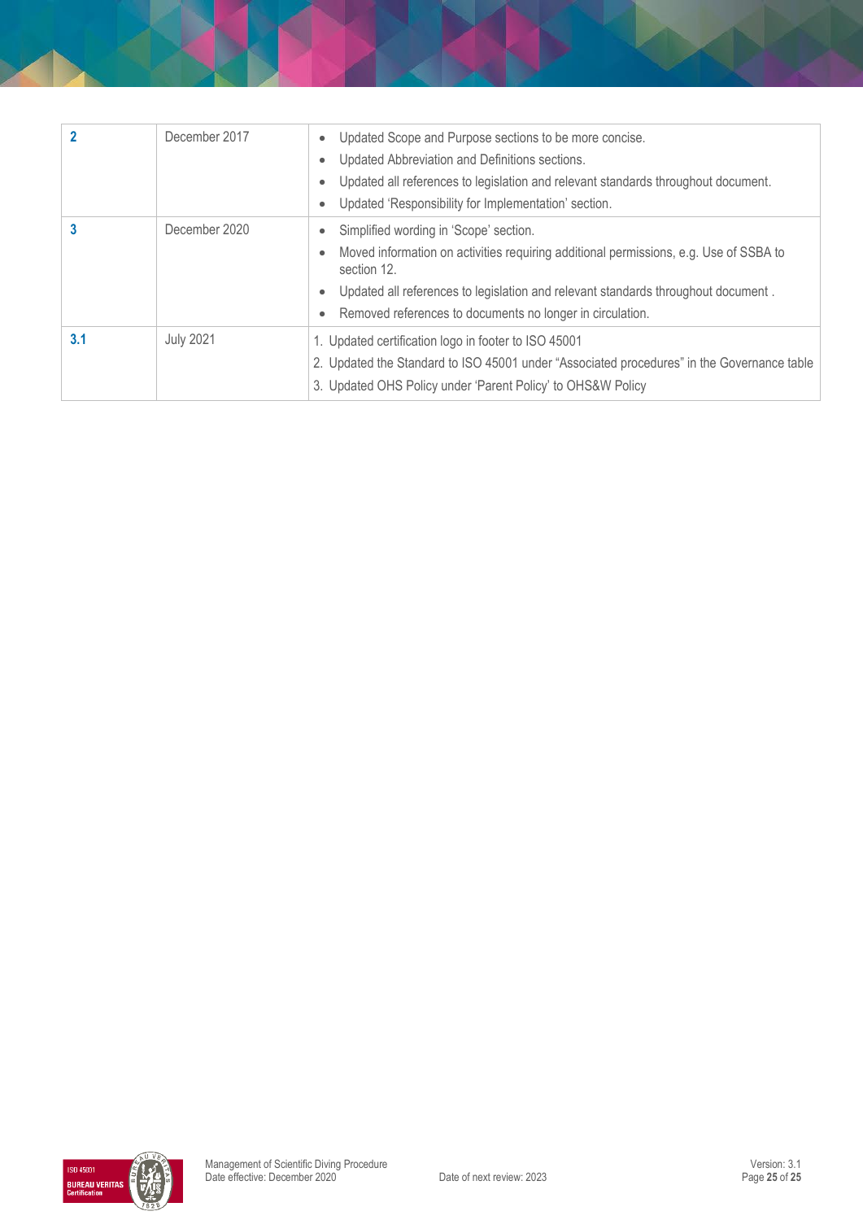| | | |
|---|---|---|
| **2** | December 2017 | • Updated Scope and Purpose sections to be more concise.<br>• Updated Abbreviation and Definitions sections.<br>• Updated all references to legislation and relevant standards throughout document.<br>• Updated 'Responsibility for Implementation' section. |
| **3** | December 2020 | • Simplified wording in 'Scope' section.<br>• Moved information on activities requiring additional permissions, e.g. Use of SSBA to section 12.<br>• Updated all references to legislation and relevant standards throughout document .<br>• Removed references to documents no longer in circulation. |
| **3.1** | July 2021 | 1. Updated certification logo in footer to ISO 45001<br>2. Updated the Standard to ISO 45001 under "Associated procedures" in the Governance table<br>3. Updated OHS Policy under 'Parent Policy' to OHS&W Policy |